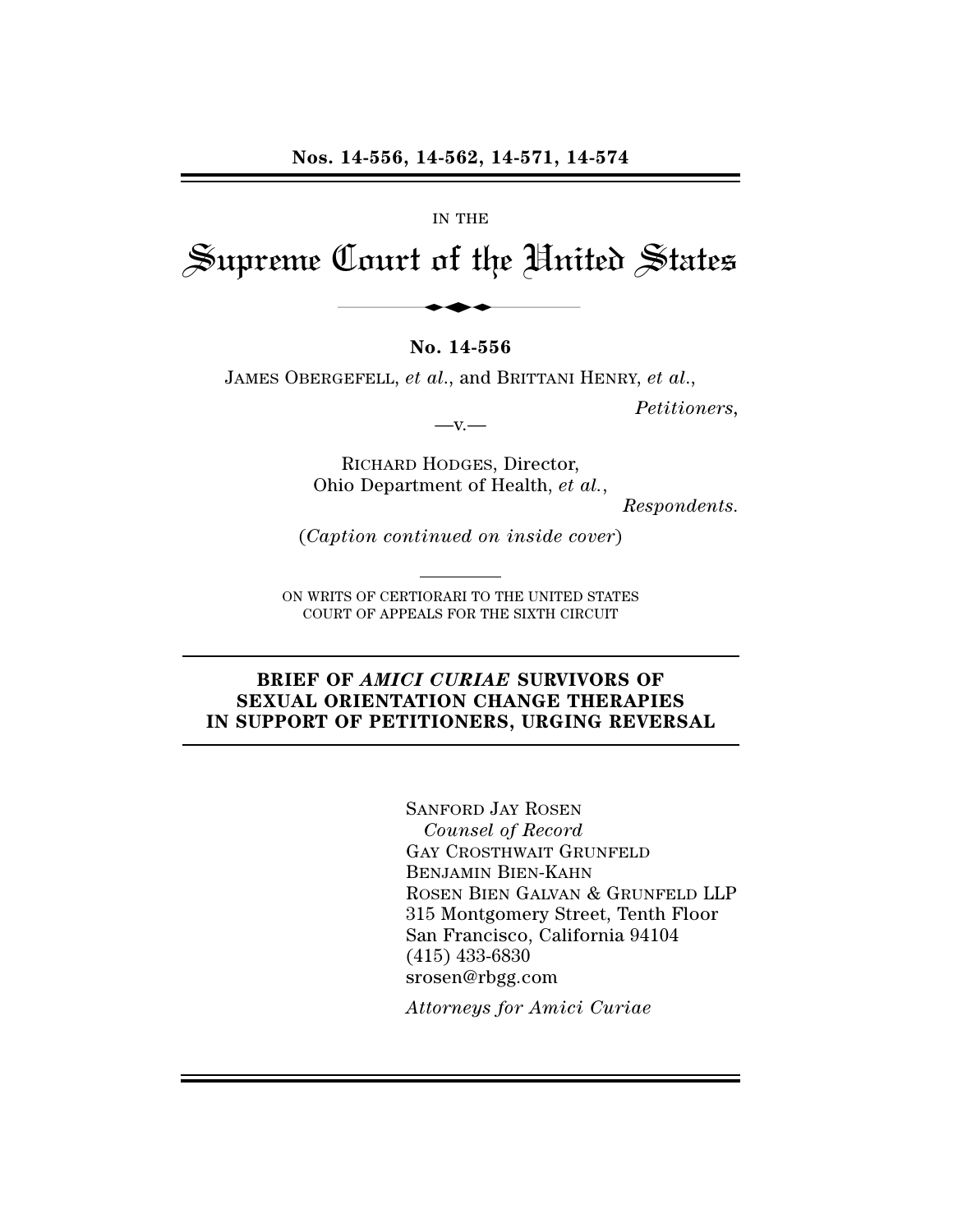**Nos. 14-556, 14-562, 14-571, 14-574**

IN THE

# Supreme Court of the United States

**No. 14-556**

JAMES OBERGEFELL, *et al.*, and BRITTANI HENRY, *et al.*,

*Petitioners*,

—v.—

RICHARD HODGES, Director,
Ohio Department of Health, *et al.*,

*Respondents.*

(*Caption continued on inside cover*)

ON WRITS OF CERTIORARI TO THE UNITED STATES
COURT OF APPEALS FOR THE SIXTH CIRCUIT

## BRIEF OF *AMICI CURIAE* SURVIVORS OF SEXUAL ORIENTATION CHANGE THERAPIES IN SUPPORT OF PETITIONERS, URGING REVERSAL

SANFORD JAY ROSEN
*Counsel of Record*
GAY CROSTHWAIT GRUNFELD
BENJAMIN BIEN-KAHN
ROSEN BIEN GALVAN & GRUNFELD LLP
315 Montgomery Street, Tenth Floor
San Francisco, California 94104
(415) 433-6830
srosen@rbgg.com

*Attorneys for Amici Curiae*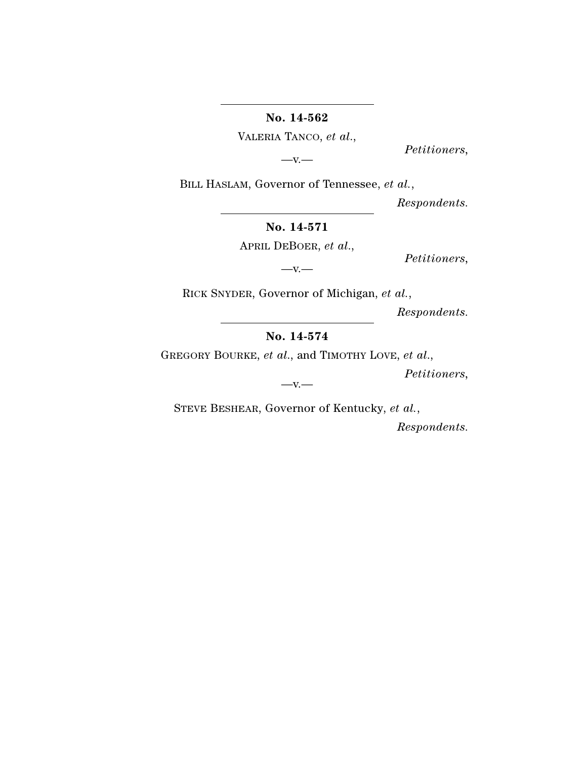---

**No. 14-562**

VALERIA TANCO, *et al.*,

*Petitioners*,

—v.—

BILL HASLAM, Governor of Tennessee, *et al.*,

*Respondents*.

---

**No. 14-571**

APRIL DEBOER, *et al.*,

*Petitioners*,

—v.—

RICK SNYDER, Governor of Michigan, *et al.*,

*Respondents*.

---

**No. 14-574**

GREGORY BOURKE, *et al.*, and TIMOTHY LOVE, *et al.*,

*Petitioners*,

—v.—

STEVE BESHEAR, Governor of Kentucky, *et al.*,

*Respondents*.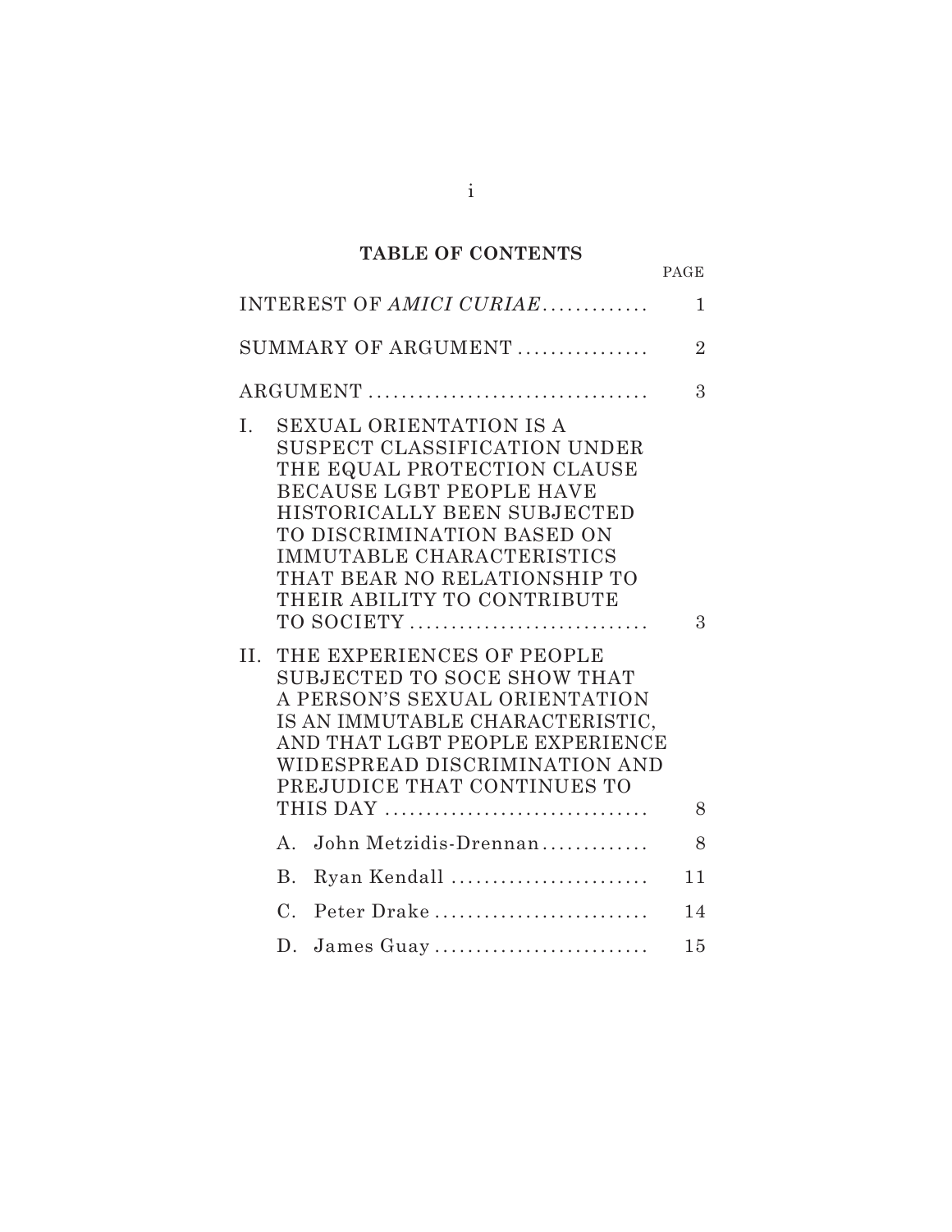## TABLE OF CONTENTS

| | PAGE |
|---|---|
| INTEREST OF *AMICI CURIAE* | 1 |
| SUMMARY OF ARGUMENT | 2 |
| ARGUMENT | 3 |
| I. SEXUAL ORIENTATION IS A SUSPECT CLASSIFICATION UNDER THE EQUAL PROTECTION CLAUSE BECAUSE LGBT PEOPLE HAVE HISTORICALLY BEEN SUBJECTED TO DISCRIMINATION BASED ON IMMUTABLE CHARACTERISTICS THAT BEAR NO RELATIONSHIP TO THEIR ABILITY TO CONTRIBUTE TO SOCIETY | 3 |
| II. THE EXPERIENCES OF PEOPLE SUBJECTED TO SOCE SHOW THAT A PERSON'S SEXUAL ORIENTATION IS AN IMMUTABLE CHARACTERISTIC, AND THAT LGBT PEOPLE EXPERIENCE WIDESPREAD DISCRIMINATION AND PREJUDICE THAT CONTINUES TO THIS DAY | 8 |
| A. John Metzidis-Drennan | 8 |
| B. Ryan Kendall | 11 |
| C. Peter Drake | 14 |
| D. James Guay | 15 |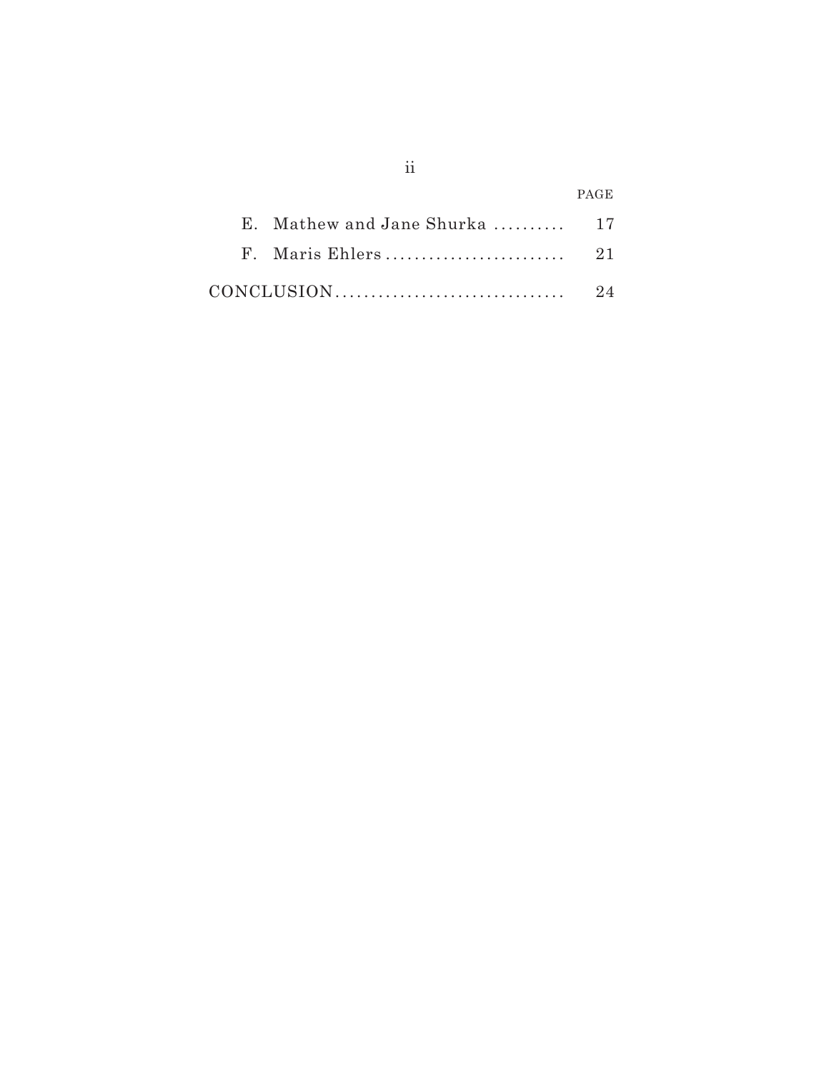| | PAGE |
| --- | --- |
| E. Mathew and Jane Shurka .......... | 17 |
| F. Maris Ehlers ......................... | 21 |
| CONCLUSION................................ | 24 |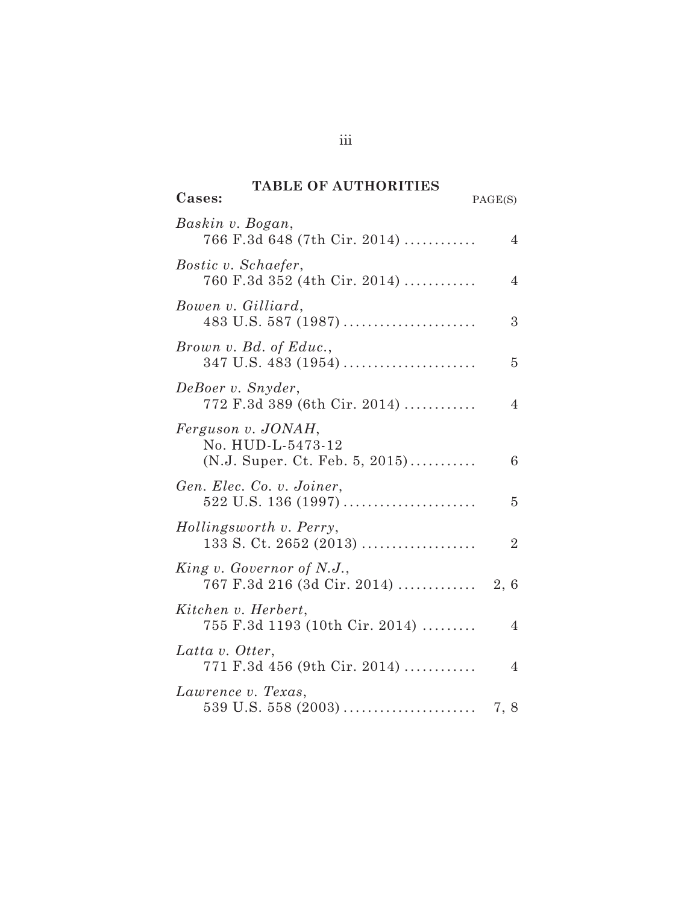## TABLE OF AUTHORITIES

| Cases: | PAGE(S) |
|---|---|
| *Baskin v. Bogan*, 766 F.3d 648 (7th Cir. 2014) | 4 |
| *Bostic v. Schaefer*, 760 F.3d 352 (4th Cir. 2014) | 4 |
| *Bowen v. Gilliard*, 483 U.S. 587 (1987) | 3 |
| *Brown v. Bd. of Educ.*, 347 U.S. 483 (1954) | 5 |
| *DeBoer v. Snyder*, 772 F.3d 389 (6th Cir. 2014) | 4 |
| *Ferguson v. JONAH*, No. HUD-L-5473-12 (N.J. Super. Ct. Feb. 5, 2015) | 6 |
| *Gen. Elec. Co. v. Joiner*, 522 U.S. 136 (1997) | 5 |
| *Hollingsworth v. Perry*, 133 S. Ct. 2652 (2013) | 2 |
| *King v. Governor of N.J.*, 767 F.3d 216 (3d Cir. 2014) | 2, 6 |
| *Kitchen v. Herbert*, 755 F.3d 1193 (10th Cir. 2014) | 4 |
| *Latta v. Otter*, 771 F.3d 456 (9th Cir. 2014) | 4 |
| *Lawrence v. Texas*, 539 U.S. 558 (2003) | 7, 8 |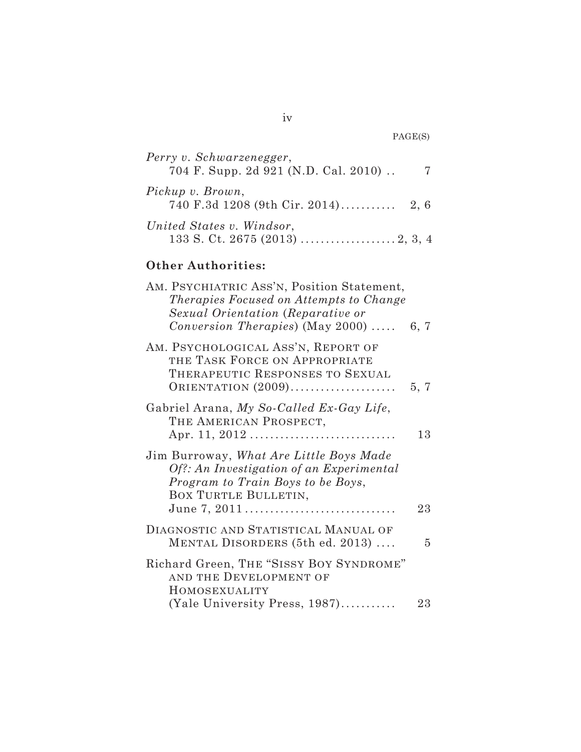PAGE(S)

*Perry v. Schwarzenegger*,
704 F. Supp. 2d 921 (N.D. Cal. 2010) .. 7

*Pickup v. Brown*,
740 F.3d 1208 (9th Cir. 2014)........... 2, 6

*United States v. Windsor*,
133 S. Ct. 2675 (2013) .................. 2, 3, 4

**Other Authorities:**

AM. PSYCHIATRIC ASS'N, Position Statement, *Therapies Focused on Attempts to Change Sexual Orientation* (*Reparative or Conversion Therapies*) (May 2000) ..... 6, 7

AM. PSYCHOLOGICAL ASS'N, REPORT OF THE TASK FORCE ON APPROPRIATE THERAPEUTIC RESPONSES TO SEXUAL ORIENTATION (2009).................... 5, 7

Gabriel Arana, *My So-Called Ex-Gay Life*, THE AMERICAN PROSPECT, Apr. 11, 2012 ............................ 13

Jim Burroway, *What Are Little Boys Made Of?: An Investigation of an Experimental Program to Train Boys to be Boys*, BOX TURTLE BULLETIN, June 7, 2011 ............................. 23

DIAGNOSTIC AND STATISTICAL MANUAL OF MENTAL DISORDERS (5th ed. 2013) .... 5

Richard Green, THE "SISSY BOY SYNDROME" AND THE DEVELOPMENT OF HOMOSEXUALITY (Yale University Press, 1987)........... 23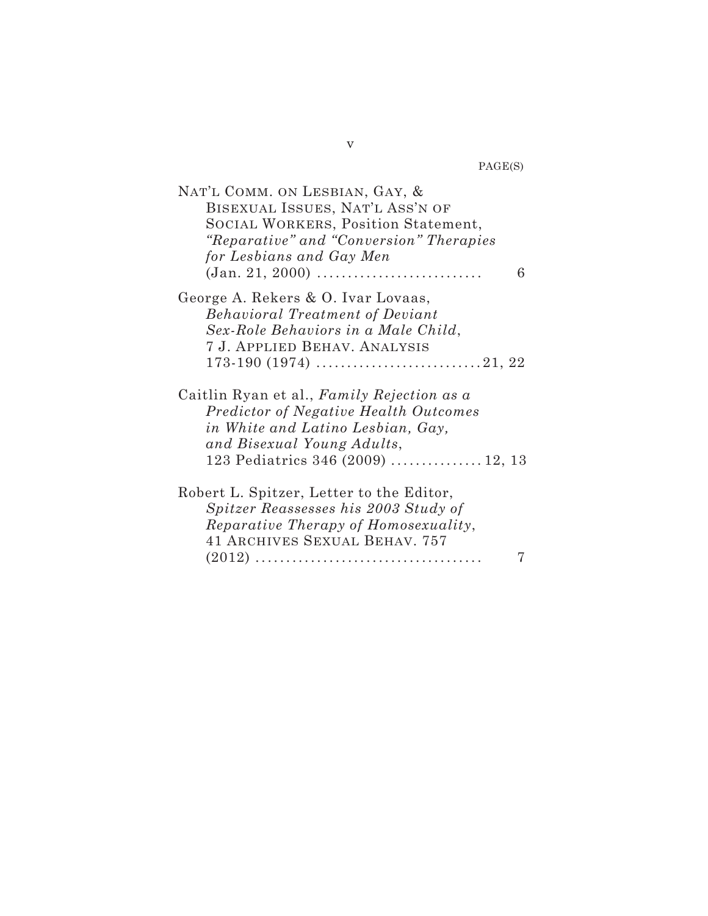PAGE(S)

NAT'L COMM. ON LESBIAN, GAY, & BISEXUAL ISSUES, NAT'L ASS'N OF SOCIAL WORKERS, Position Statement, *"Reparative" and "Conversion" Therapies for Lesbians and Gay Men* (Jan. 21, 2000) .......................... 6

George A. Rekers & O. Ivar Lovaas, *Behavioral Treatment of Deviant Sex-Role Behaviors in a Male Child*, 7 J. APPLIED BEHAV. ANALYSIS 173-190 (1974) .......................... 21, 22

Caitlin Ryan et al., *Family Rejection as a Predictor of Negative Health Outcomes in White and Latino Lesbian, Gay, and Bisexual Young Adults*, 123 Pediatrics 346 (2009) ............... 12, 13

Robert L. Spitzer, Letter to the Editor, *Spitzer Reassesses his 2003 Study of Reparative Therapy of Homosexuality*, 41 ARCHIVES SEXUAL BEHAV. 757 (2012) .................................... 7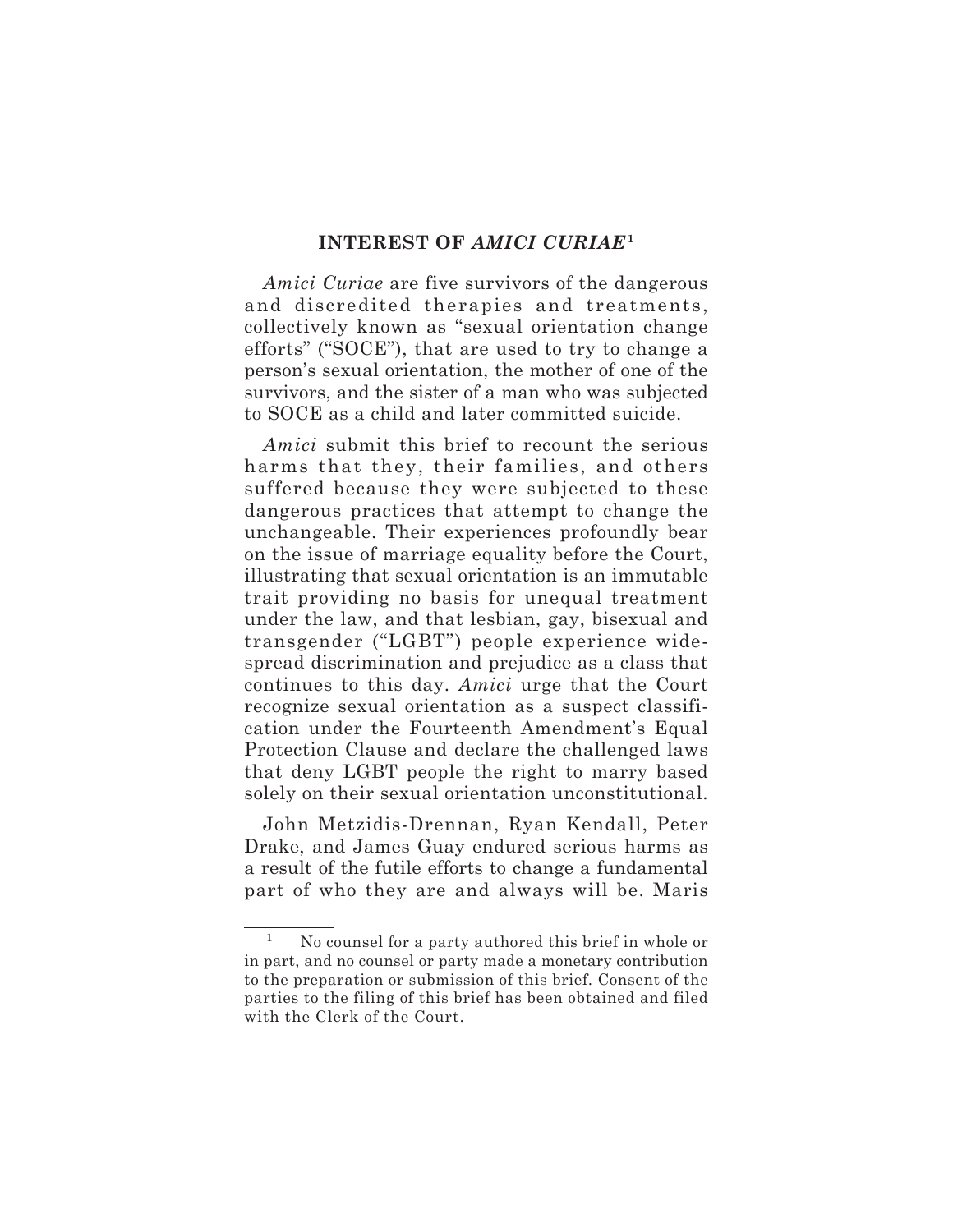## INTEREST OF *AMICI CURIAE*[1]

*Amici Curiae* are five survivors of the dangerous and discredited therapies and treatments, collectively known as "sexual orientation change efforts" ("SOCE"), that are used to try to change a person's sexual orientation, the mother of one of the survivors, and the sister of a man who was subjected to SOCE as a child and later committed suicide.

*Amici* submit this brief to recount the serious harms that they, their families, and others suffered because they were subjected to these dangerous practices that attempt to change the unchangeable. Their experiences profoundly bear on the issue of marriage equality before the Court, illustrating that sexual orientation is an immutable trait providing no basis for unequal treatment under the law, and that lesbian, gay, bisexual and transgender ("LGBT") people experience widespread discrimination and prejudice as a class that continues to this day. *Amici* urge that the Court recognize sexual orientation as a suspect classification under the Fourteenth Amendment's Equal Protection Clause and declare the challenged laws that deny LGBT people the right to marry based solely on their sexual orientation unconstitutional.

John Metzidis-Drennan, Ryan Kendall, Peter Drake, and James Guay endured serious harms as a result of the futile efforts to change a fundamental part of who they are and always will be. Maris

---

[1] No counsel for a party authored this brief in whole or in part, and no counsel or party made a monetary contribution to the preparation or submission of this brief. Consent of the parties to the filing of this brief has been obtained and filed with the Clerk of the Court.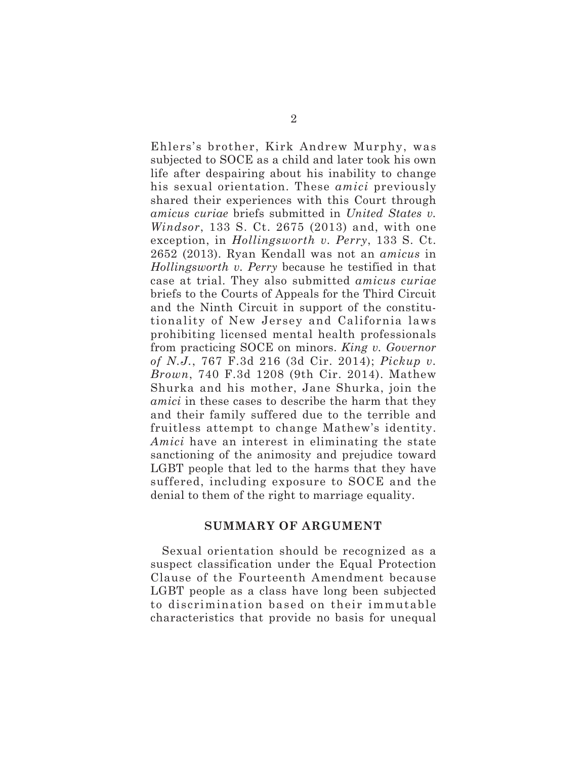Ehlers's brother, Kirk Andrew Murphy, was subjected to SOCE as a child and later took his own life after despairing about his inability to change his sexual orientation. These *amici* previously shared their experiences with this Court through *amicus curiae* briefs submitted in *United States v. Windsor*, 133 S. Ct. 2675 (2013) and, with one exception, in *Hollingsworth v. Perry*, 133 S. Ct. 2652 (2013). Ryan Kendall was not an *amicus* in *Hollingsworth v. Perry* because he testified in that case at trial. They also submitted *amicus curiae* briefs to the Courts of Appeals for the Third Circuit and the Ninth Circuit in support of the constitutionality of New Jersey and California laws prohibiting licensed mental health professionals from practicing SOCE on minors. *King v. Governor of N.J.*, 767 F.3d 216 (3d Cir. 2014); *Pickup v. Brown*, 740 F.3d 1208 (9th Cir. 2014). Mathew Shurka and his mother, Jane Shurka, join the *amici* in these cases to describe the harm that they and their family suffered due to the terrible and fruitless attempt to change Mathew's identity. *Amici* have an interest in eliminating the state sanctioning of the animosity and prejudice toward LGBT people that led to the harms that they have suffered, including exposure to SOCE and the denial to them of the right to marriage equality.

## SUMMARY OF ARGUMENT

Sexual orientation should be recognized as a suspect classification under the Equal Protection Clause of the Fourteenth Amendment because LGBT people as a class have long been subjected to discrimination based on their immutable characteristics that provide no basis for unequal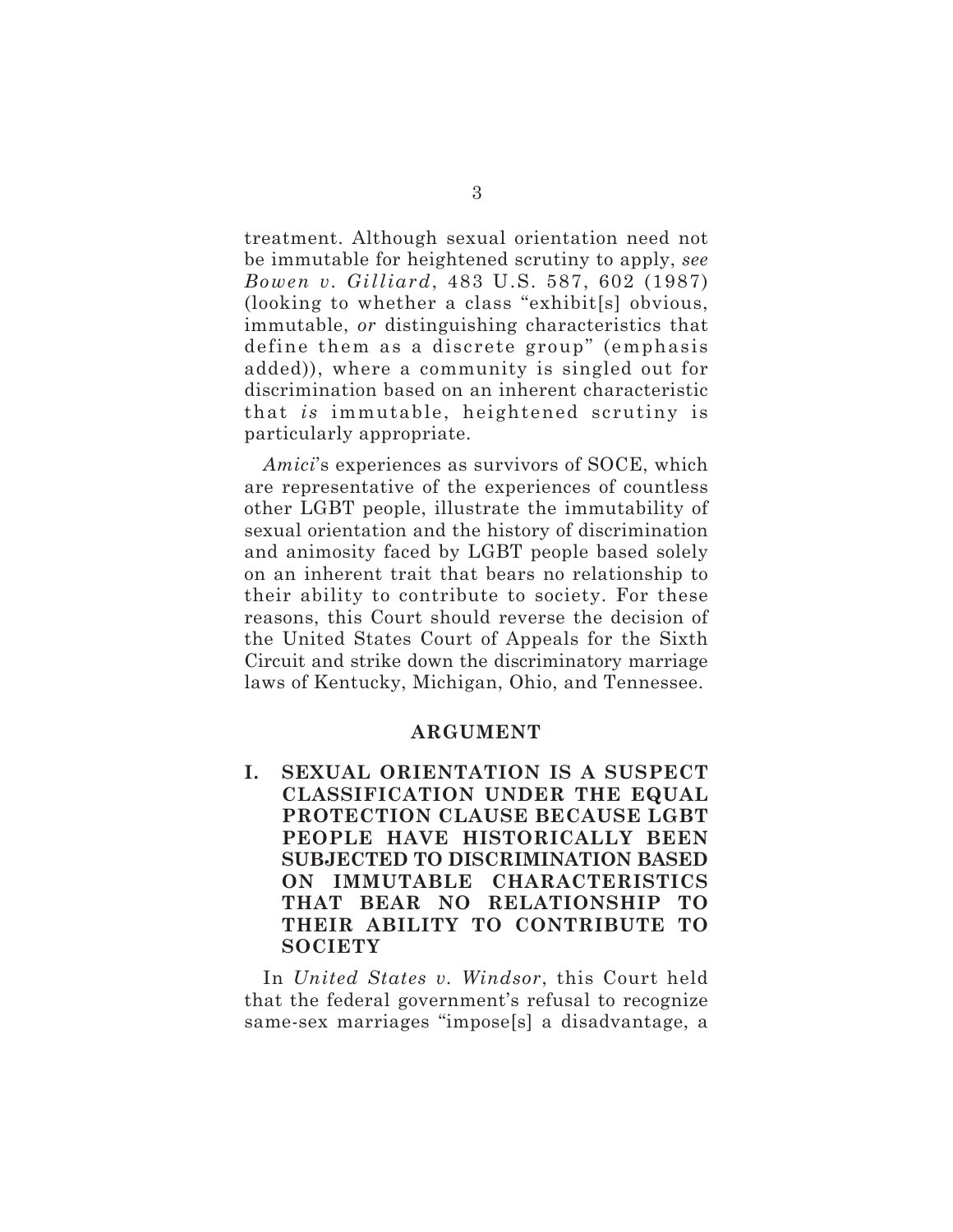treatment. Although sexual orientation need not be immutable for heightened scrutiny to apply, *see Bowen v. Gilliard*, 483 U.S. 587, 602 (1987) (looking to whether a class "exhibit[s] obvious, immutable, *or* distinguishing characteristics that define them as a discrete group" (emphasis added)), where a community is singled out for discrimination based on an inherent characteristic that *is* immutable, heightened scrutiny is particularly appropriate.

*Amici*'s experiences as survivors of SOCE, which are representative of the experiences of countless other LGBT people, illustrate the immutability of sexual orientation and the history of discrimination and animosity faced by LGBT people based solely on an inherent trait that bears no relationship to their ability to contribute to society. For these reasons, this Court should reverse the decision of the United States Court of Appeals for the Sixth Circuit and strike down the discriminatory marriage laws of Kentucky, Michigan, Ohio, and Tennessee.

## ARGUMENT

### I. SEXUAL ORIENTATION IS A SUSPECT CLASSIFICATION UNDER THE EQUAL PROTECTION CLAUSE BECAUSE LGBT PEOPLE HAVE HISTORICALLY BEEN SUBJECTED TO DISCRIMINATION BASED ON IMMUTABLE CHARACTERISTICS THAT BEAR NO RELATIONSHIP TO THEIR ABILITY TO CONTRIBUTE TO SOCIETY

In *United States v. Windsor*, this Court held that the federal government's refusal to recognize same-sex marriages "impose[s] a disadvantage, a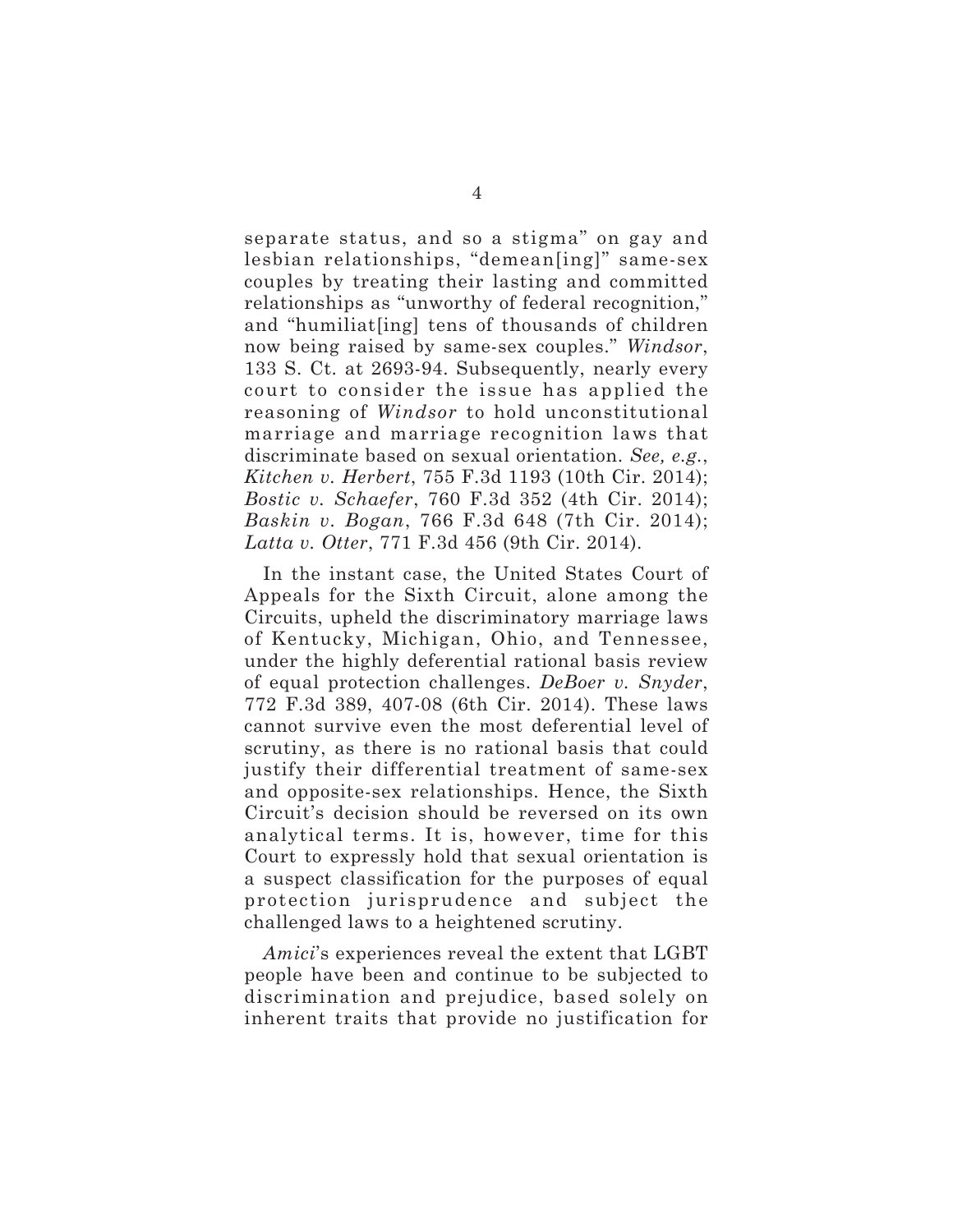separate status, and so a stigma" on gay and lesbian relationships, "demean[ing]" same-sex couples by treating their lasting and committed relationships as "unworthy of federal recognition," and "humiliat[ing] tens of thousands of children now being raised by same-sex couples." *Windsor*, 133 S. Ct. at 2693-94. Subsequently, nearly every court to consider the issue has applied the reasoning of *Windsor* to hold unconstitutional marriage and marriage recognition laws that discriminate based on sexual orientation. *See, e.g.*, *Kitchen v. Herbert*, 755 F.3d 1193 (10th Cir. 2014); *Bostic v. Schaefer*, 760 F.3d 352 (4th Cir. 2014); *Baskin v. Bogan*, 766 F.3d 648 (7th Cir. 2014); *Latta v. Otter*, 771 F.3d 456 (9th Cir. 2014).

In the instant case, the United States Court of Appeals for the Sixth Circuit, alone among the Circuits, upheld the discriminatory marriage laws of Kentucky, Michigan, Ohio, and Tennessee, under the highly deferential rational basis review of equal protection challenges. *DeBoer v. Snyder*, 772 F.3d 389, 407-08 (6th Cir. 2014). These laws cannot survive even the most deferential level of scrutiny, as there is no rational basis that could justify their differential treatment of same-sex and opposite-sex relationships. Hence, the Sixth Circuit's decision should be reversed on its own analytical terms. It is, however, time for this Court to expressly hold that sexual orientation is a suspect classification for the purposes of equal protection jurisprudence and subject the challenged laws to a heightened scrutiny.

*Amici*'s experiences reveal the extent that LGBT people have been and continue to be subjected to discrimination and prejudice, based solely on inherent traits that provide no justification for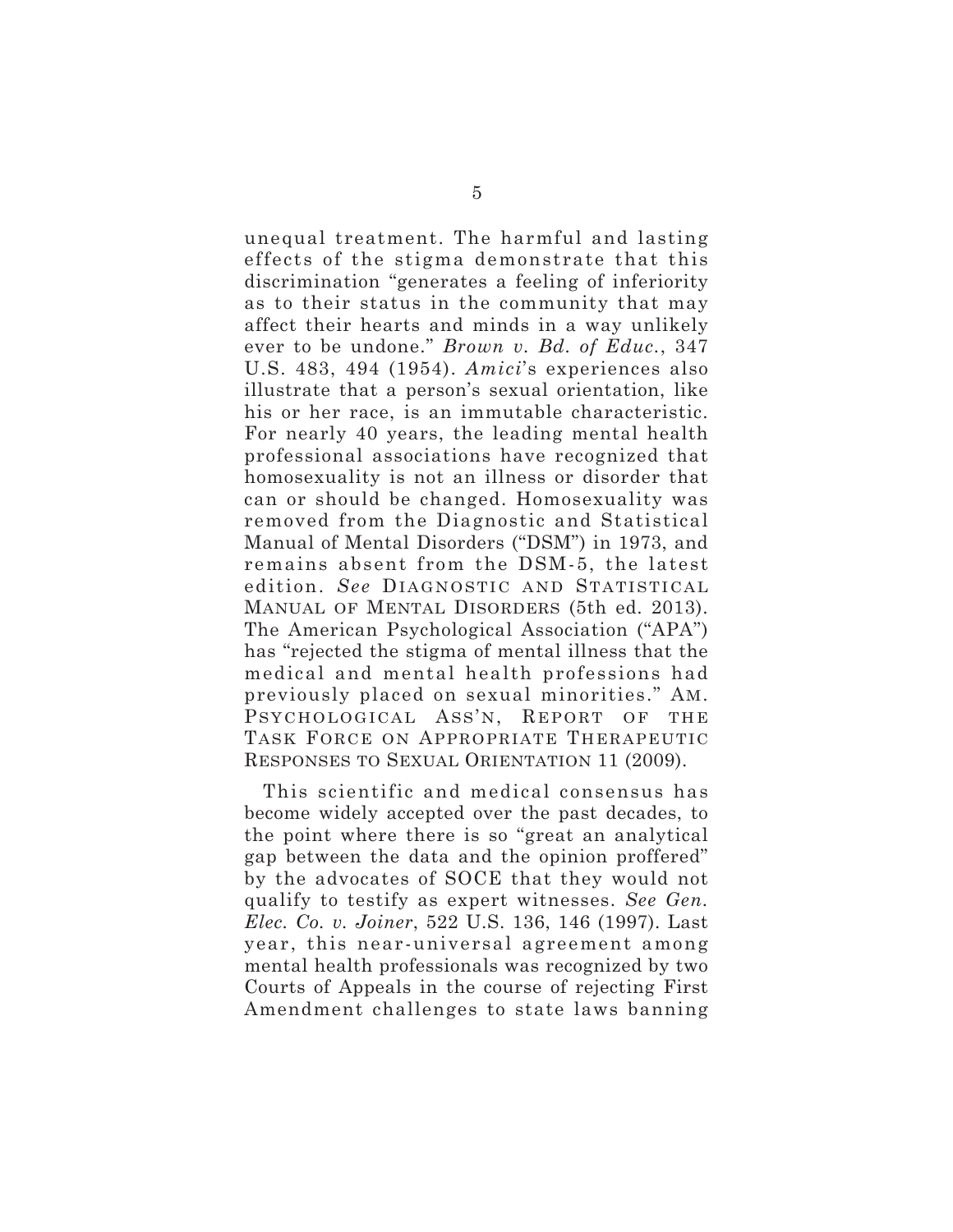unequal treatment. The harmful and lasting effects of the stigma demonstrate that this discrimination "generates a feeling of inferiority as to their status in the community that may affect their hearts and minds in a way unlikely ever to be undone." *Brown v. Bd. of Educ.*, 347 U.S. 483, 494 (1954). *Amici*'s experiences also illustrate that a person's sexual orientation, like his or her race, is an immutable characteristic. For nearly 40 years, the leading mental health professional associations have recognized that homosexuality is not an illness or disorder that can or should be changed. Homosexuality was removed from the Diagnostic and Statistical Manual of Mental Disorders ("DSM") in 1973, and remains absent from the DSM-5, the latest edition. *See* DIAGNOSTIC AND STATISTICAL MANUAL OF MENTAL DISORDERS (5th ed. 2013). The American Psychological Association ("APA") has "rejected the stigma of mental illness that the medical and mental health professions had previously placed on sexual minorities." AM. PSYCHOLOGICAL ASS'N, REPORT OF THE TASK FORCE ON APPROPRIATE THERAPEUTIC RESPONSES TO SEXUAL ORIENTATION 11 (2009).

This scientific and medical consensus has become widely accepted over the past decades, to the point where there is so "great an analytical gap between the data and the opinion proffered" by the advocates of SOCE that they would not qualify to testify as expert witnesses. *See Gen. Elec. Co. v. Joiner*, 522 U.S. 136, 146 (1997). Last year, this near-universal agreement among mental health professionals was recognized by two Courts of Appeals in the course of rejecting First Amendment challenges to state laws banning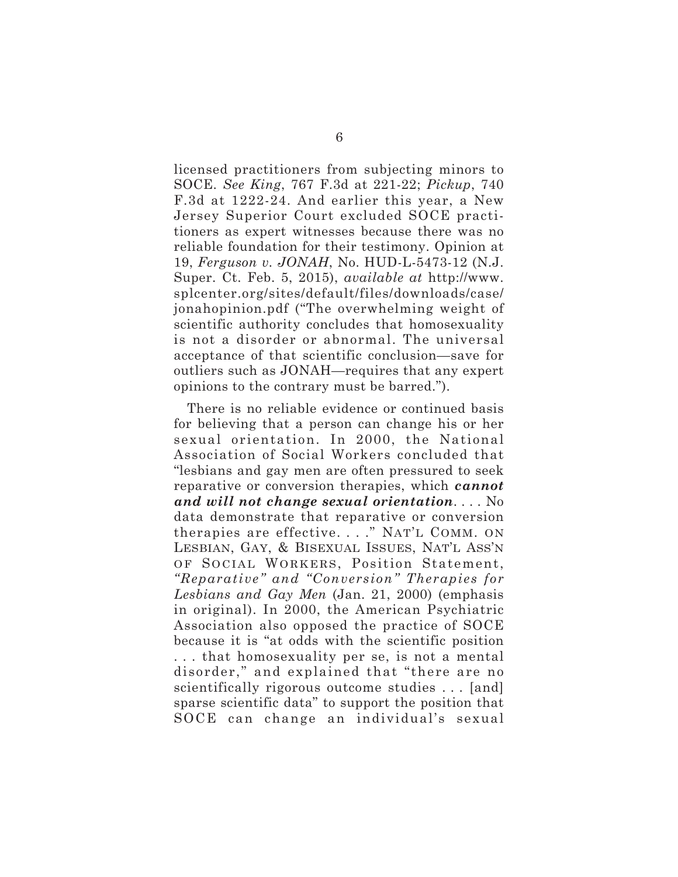licensed practitioners from subjecting minors to SOCE. *See King*, 767 F.3d at 221-22; *Pickup*, 740 F.3d at 1222-24. And earlier this year, a New Jersey Superior Court excluded SOCE practitioners as expert witnesses because there was no reliable foundation for their testimony. Opinion at 19, *Ferguson v. JONAH*, No. HUD-L-5473-12 (N.J. Super. Ct. Feb. 5, 2015), *available at* http://www.splcenter.org/sites/default/files/downloads/case/jonahopinion.pdf ("The overwhelming weight of scientific authority concludes that homosexuality is not a disorder or abnormal. The universal acceptance of that scientific conclusion—save for outliers such as JONAH—requires that any expert opinions to the contrary must be barred.").

There is no reliable evidence or continued basis for believing that a person can change his or her sexual orientation. In 2000, the National Association of Social Workers concluded that "lesbians and gay men are often pressured to seek reparative or conversion therapies, which ***cannot and will not change sexual orientation***. . . . No data demonstrate that reparative or conversion therapies are effective. . . ." NAT'L COMM. ON LESBIAN, GAY, & BISEXUAL ISSUES, NAT'L ASS'N OF SOCIAL WORKERS, Position Statement, *"Reparative" and "Conversion" Therapies for Lesbians and Gay Men* (Jan. 21, 2000) (emphasis in original). In 2000, the American Psychiatric Association also opposed the practice of SOCE because it is "at odds with the scientific position . . . that homosexuality per se, is not a mental disorder," and explained that "there are no scientifically rigorous outcome studies . . . [and] sparse scientific data" to support the position that SOCE can change an individual's sexual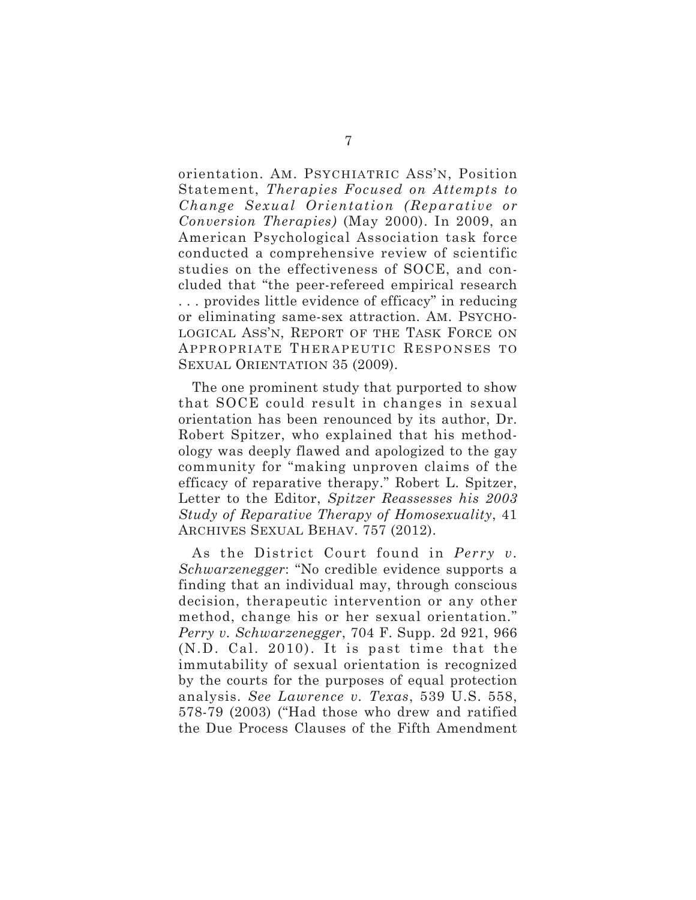orientation. AM. PSYCHIATRIC ASS'N, Position Statement, *Therapies Focused on Attempts to Change Sexual Orientation (Reparative or Conversion Therapies)* (May 2000). In 2009, an American Psychological Association task force conducted a comprehensive review of scientific studies on the effectiveness of SOCE, and concluded that "the peer-refereed empirical research . . . provides little evidence of efficacy" in reducing or eliminating same-sex attraction. AM. PSYCHOLOGICAL ASS'N, REPORT OF THE TASK FORCE ON APPROPRIATE THERAPEUTIC RESPONSES TO SEXUAL ORIENTATION 35 (2009).

The one prominent study that purported to show that SOCE could result in changes in sexual orientation has been renounced by its author, Dr. Robert Spitzer, who explained that his methodology was deeply flawed and apologized to the gay community for "making unproven claims of the efficacy of reparative therapy." Robert L. Spitzer, Letter to the Editor, *Spitzer Reassesses his 2003 Study of Reparative Therapy of Homosexuality*, 41 ARCHIVES SEXUAL BEHAV. 757 (2012).

As the District Court found in *Perry v. Schwarzenegger*: "No credible evidence supports a finding that an individual may, through conscious decision, therapeutic intervention or any other method, change his or her sexual orientation." *Perry v. Schwarzenegger*, 704 F. Supp. 2d 921, 966 (N.D. Cal. 2010). It is past time that the immutability of sexual orientation is recognized by the courts for the purposes of equal protection analysis. *See Lawrence v. Texas*, 539 U.S. 558, 578-79 (2003) ("Had those who drew and ratified the Due Process Clauses of the Fifth Amendment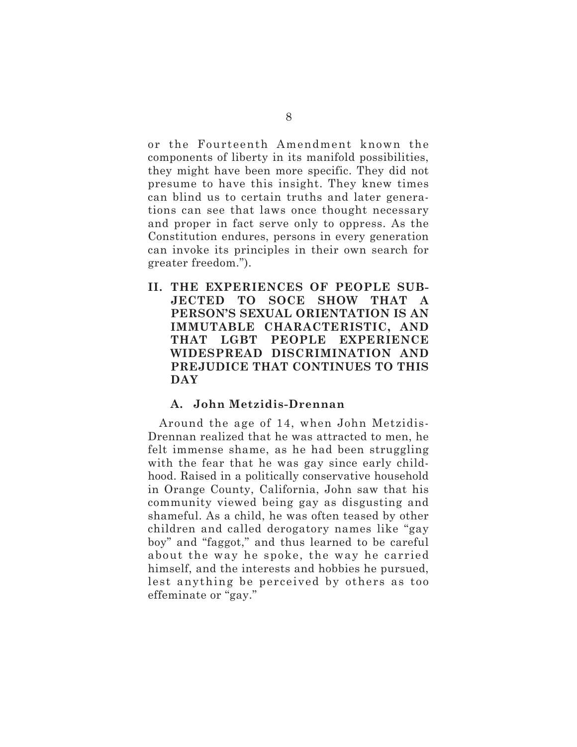or the Fourteenth Amendment known the components of liberty in its manifold possibilities, they might have been more specific. They did not presume to have this insight. They knew times can blind us to certain truths and later generations can see that laws once thought necessary and proper in fact serve only to oppress. As the Constitution endures, persons in every generation can invoke its principles in their own search for greater freedom.").

## II. THE EXPERIENCES OF PEOPLE SUBJECTED TO SOCE SHOW THAT A PERSON'S SEXUAL ORIENTATION IS AN IMMUTABLE CHARACTERISTIC, AND THAT LGBT PEOPLE EXPERIENCE WIDESPREAD DISCRIMINATION AND PREJUDICE THAT CONTINUES TO THIS DAY

### A. John Metzidis-Drennan

Around the age of 14, when John Metzidis-Drennan realized that he was attracted to men, he felt immense shame, as he had been struggling with the fear that he was gay since early childhood. Raised in a politically conservative household in Orange County, California, John saw that his community viewed being gay as disgusting and shameful. As a child, he was often teased by other children and called derogatory names like "gay boy" and "faggot," and thus learned to be careful about the way he spoke, the way he carried himself, and the interests and hobbies he pursued, lest anything be perceived by others as too effeminate or "gay."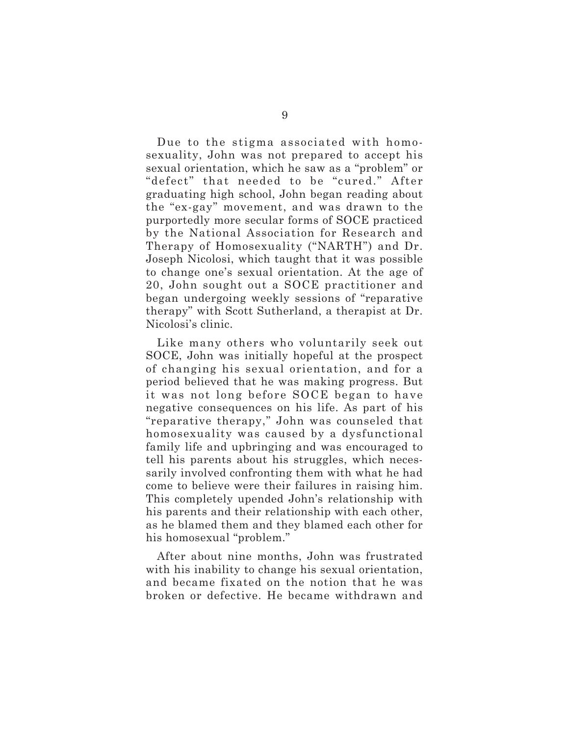Due to the stigma associated with homosexuality, John was not prepared to accept his sexual orientation, which he saw as a "problem" or "defect" that needed to be "cured." After graduating high school, John began reading about the "ex-gay" movement, and was drawn to the purportedly more secular forms of SOCE practiced by the National Association for Research and Therapy of Homosexuality ("NARTH") and Dr. Joseph Nicolosi, which taught that it was possible to change one's sexual orientation. At the age of 20, John sought out a SOCE practitioner and began undergoing weekly sessions of "reparative therapy" with Scott Sutherland, a therapist at Dr. Nicolosi's clinic.

Like many others who voluntarily seek out SOCE, John was initially hopeful at the prospect of changing his sexual orientation, and for a period believed that he was making progress. But it was not long before SOCE began to have negative consequences on his life. As part of his "reparative therapy," John was counseled that homosexuality was caused by a dysfunctional family life and upbringing and was encouraged to tell his parents about his struggles, which necessarily involved confronting them with what he had come to believe were their failures in raising him. This completely upended John's relationship with his parents and their relationship with each other, as he blamed them and they blamed each other for his homosexual "problem."

After about nine months, John was frustrated with his inability to change his sexual orientation, and became fixated on the notion that he was broken or defective. He became withdrawn and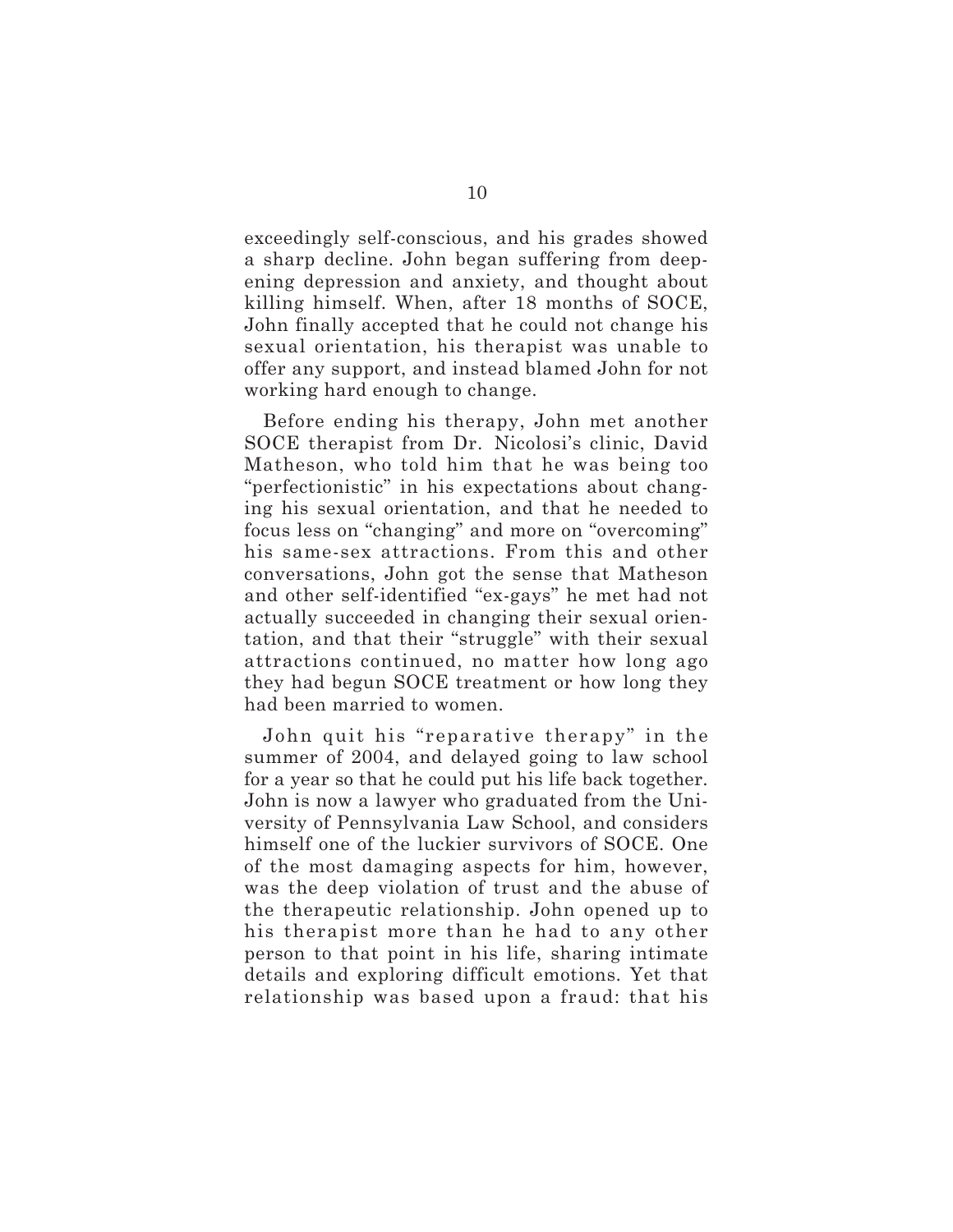exceedingly self-conscious, and his grades showed a sharp decline. John began suffering from deepening depression and anxiety, and thought about killing himself. When, after 18 months of SOCE, John finally accepted that he could not change his sexual orientation, his therapist was unable to offer any support, and instead blamed John for not working hard enough to change.

Before ending his therapy, John met another SOCE therapist from Dr. Nicolosi's clinic, David Matheson, who told him that he was being too "perfectionistic" in his expectations about changing his sexual orientation, and that he needed to focus less on "changing" and more on "overcoming" his same-sex attractions. From this and other conversations, John got the sense that Matheson and other self-identified "ex-gays" he met had not actually succeeded in changing their sexual orientation, and that their "struggle" with their sexual attractions continued, no matter how long ago they had begun SOCE treatment or how long they had been married to women.

John quit his "reparative therapy" in the summer of 2004, and delayed going to law school for a year so that he could put his life back together. John is now a lawyer who graduated from the University of Pennsylvania Law School, and considers himself one of the luckier survivors of SOCE. One of the most damaging aspects for him, however, was the deep violation of trust and the abuse of the therapeutic relationship. John opened up to his therapist more than he had to any other person to that point in his life, sharing intimate details and exploring difficult emotions. Yet that relationship was based upon a fraud: that his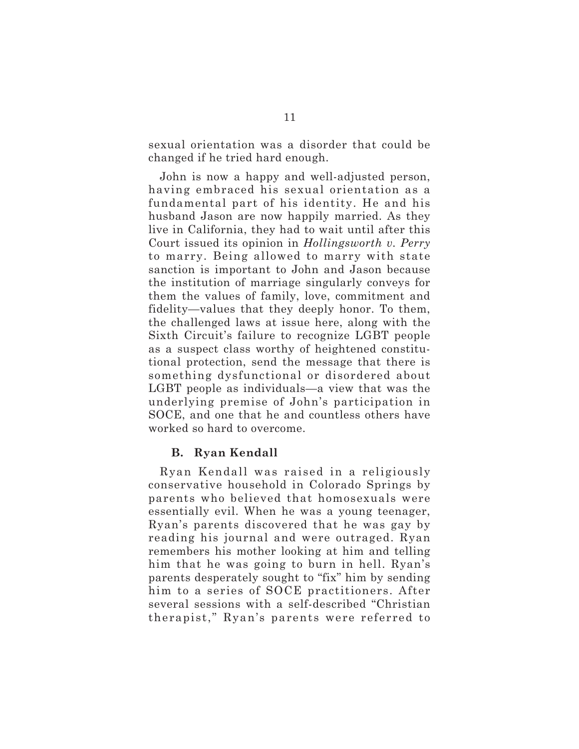sexual orientation was a disorder that could be changed if he tried hard enough.

John is now a happy and well-adjusted person, having embraced his sexual orientation as a fundamental part of his identity. He and his husband Jason are now happily married. As they live in California, they had to wait until after this Court issued its opinion in *Hollingsworth v. Perry* to marry. Being allowed to marry with state sanction is important to John and Jason because the institution of marriage singularly conveys for them the values of family, love, commitment and fidelity—values that they deeply honor. To them, the challenged laws at issue here, along with the Sixth Circuit's failure to recognize LGBT people as a suspect class worthy of heightened constitutional protection, send the message that there is something dysfunctional or disordered about LGBT people as individuals—a view that was the underlying premise of John's participation in SOCE, and one that he and countless others have worked so hard to overcome.

### B. Ryan Kendall

Ryan Kendall was raised in a religiously conservative household in Colorado Springs by parents who believed that homosexuals were essentially evil. When he was a young teenager, Ryan's parents discovered that he was gay by reading his journal and were outraged. Ryan remembers his mother looking at him and telling him that he was going to burn in hell. Ryan's parents desperately sought to "fix" him by sending him to a series of SOCE practitioners. After several sessions with a self-described "Christian therapist," Ryan's parents were referred to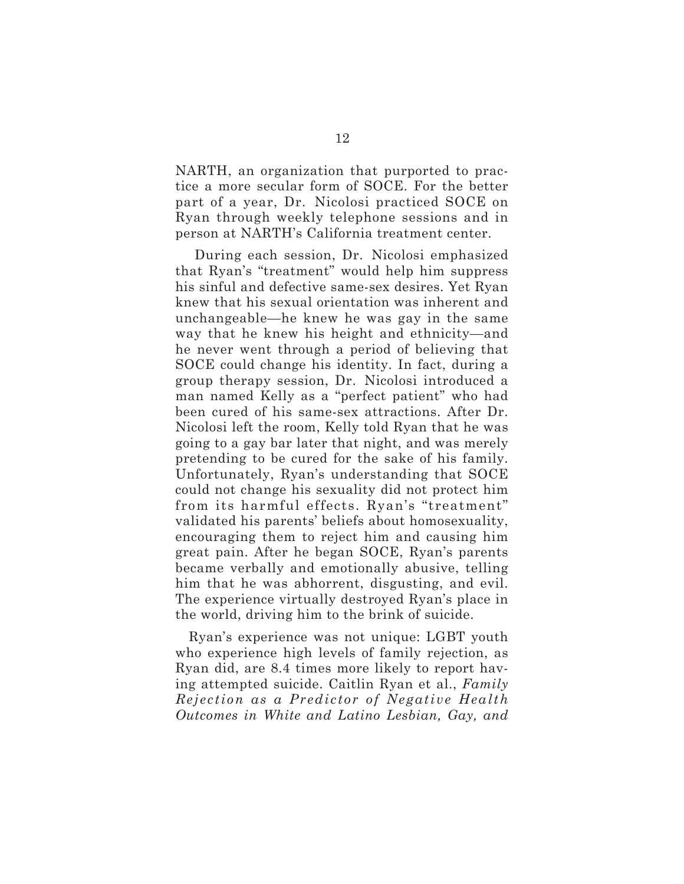NARTH, an organization that purported to practice a more secular form of SOCE. For the better part of a year, Dr. Nicolosi practiced SOCE on Ryan through weekly telephone sessions and in person at NARTH's California treatment center.

During each session, Dr. Nicolosi emphasized that Ryan's "treatment" would help him suppress his sinful and defective same-sex desires. Yet Ryan knew that his sexual orientation was inherent and unchangeable—he knew he was gay in the same way that he knew his height and ethnicity—and he never went through a period of believing that SOCE could change his identity. In fact, during a group therapy session, Dr. Nicolosi introduced a man named Kelly as a "perfect patient" who had been cured of his same-sex attractions. After Dr. Nicolosi left the room, Kelly told Ryan that he was going to a gay bar later that night, and was merely pretending to be cured for the sake of his family. Unfortunately, Ryan's understanding that SOCE could not change his sexuality did not protect him from its harmful effects. Ryan's "treatment" validated his parents' beliefs about homosexuality, encouraging them to reject him and causing him great pain. After he began SOCE, Ryan's parents became verbally and emotionally abusive, telling him that he was abhorrent, disgusting, and evil. The experience virtually destroyed Ryan's place in the world, driving him to the brink of suicide.

Ryan's experience was not unique: LGBT youth who experience high levels of family rejection, as Ryan did, are 8.4 times more likely to report having attempted suicide. Caitlin Ryan et al., *Family Rejection as a Predictor of Negative Health Outcomes in White and Latino Lesbian, Gay, and*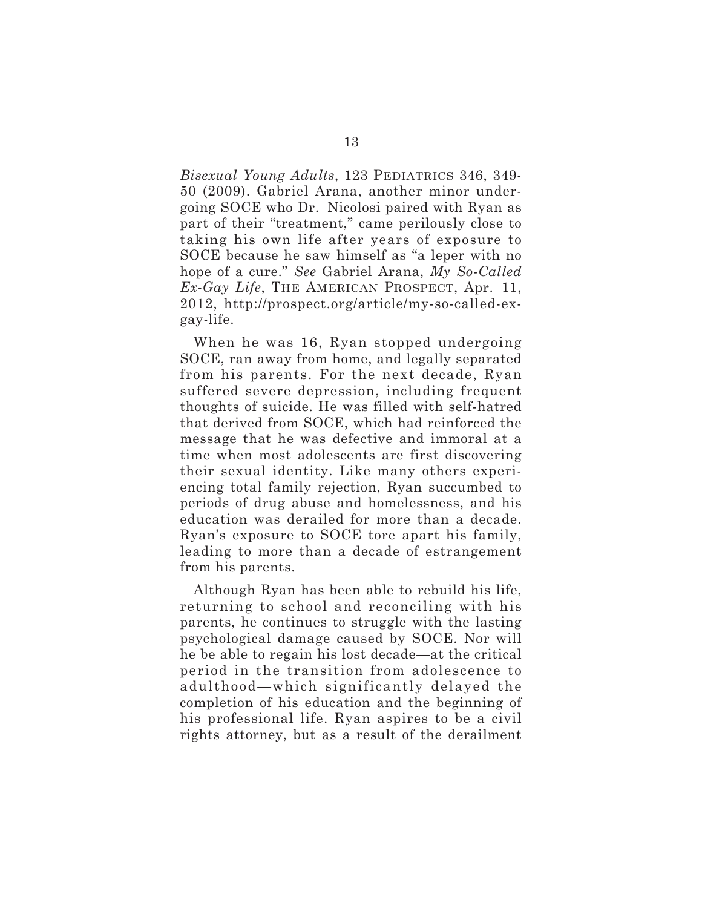*Bisexual Young Adults*, 123 PEDIATRICS 346, 349-50 (2009). Gabriel Arana, another minor undergoing SOCE who Dr. Nicolosi paired with Ryan as part of their "treatment," came perilously close to taking his own life after years of exposure to SOCE because he saw himself as "a leper with no hope of a cure." *See* Gabriel Arana, *My So-Called Ex-Gay Life*, THE AMERICAN PROSPECT, Apr. 11, 2012, http://prospect.org/article/my-so-called-ex-gay-life.

When he was 16, Ryan stopped undergoing SOCE, ran away from home, and legally separated from his parents. For the next decade, Ryan suffered severe depression, including frequent thoughts of suicide. He was filled with self-hatred that derived from SOCE, which had reinforced the message that he was defective and immoral at a time when most adolescents are first discovering their sexual identity. Like many others experiencing total family rejection, Ryan succumbed to periods of drug abuse and homelessness, and his education was derailed for more than a decade. Ryan's exposure to SOCE tore apart his family, leading to more than a decade of estrangement from his parents.

Although Ryan has been able to rebuild his life, returning to school and reconciling with his parents, he continues to struggle with the lasting psychological damage caused by SOCE. Nor will he be able to regain his lost decade—at the critical period in the transition from adolescence to adulthood—which significantly delayed the completion of his education and the beginning of his professional life. Ryan aspires to be a civil rights attorney, but as a result of the derailment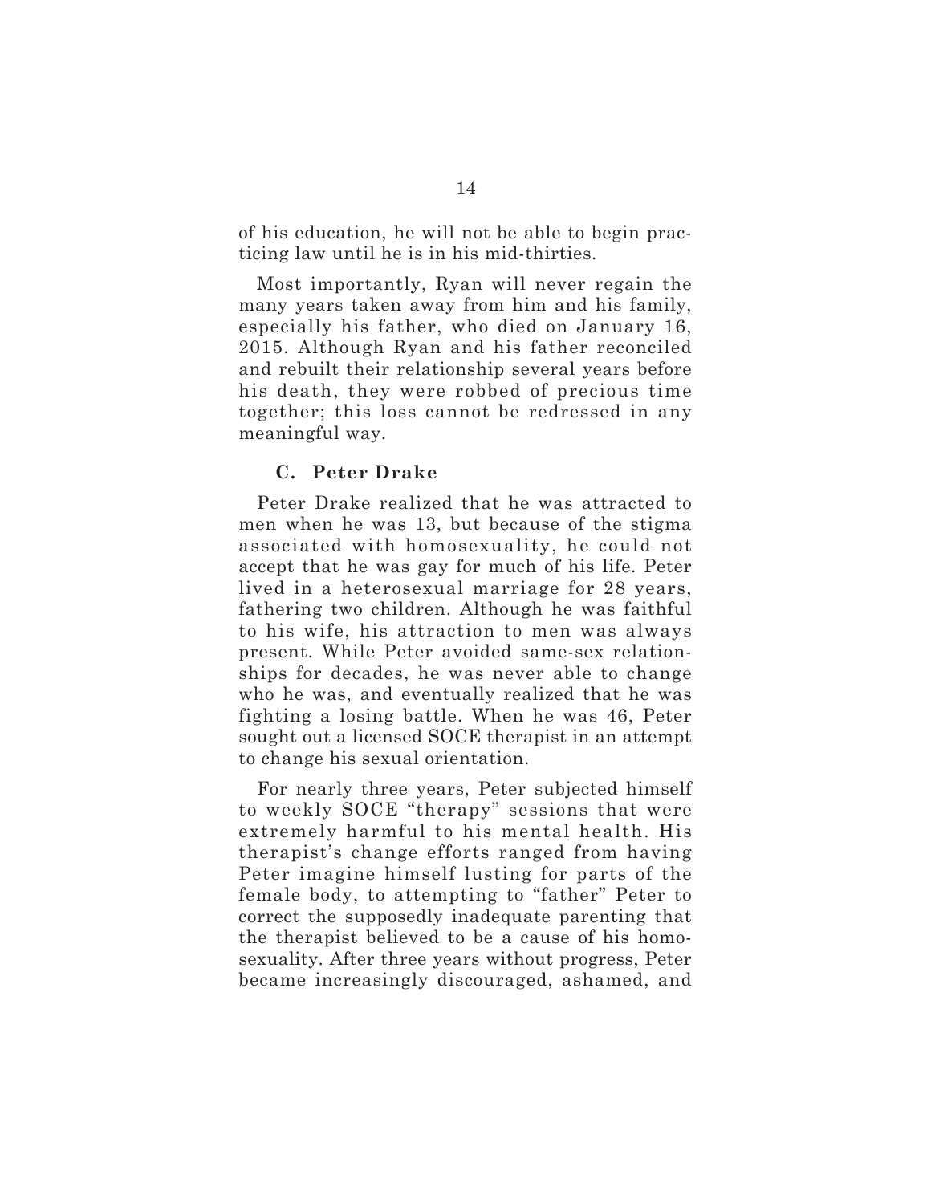of his education, he will not be able to begin practicing law until he is in his mid-thirties.

Most importantly, Ryan will never regain the many years taken away from him and his family, especially his father, who died on January 16, 2015. Although Ryan and his father reconciled and rebuilt their relationship several years before his death, they were robbed of precious time together; this loss cannot be redressed in any meaningful way.

### C. Peter Drake

Peter Drake realized that he was attracted to men when he was 13, but because of the stigma associated with homosexuality, he could not accept that he was gay for much of his life. Peter lived in a heterosexual marriage for 28 years, fathering two children. Although he was faithful to his wife, his attraction to men was always present. While Peter avoided same-sex relationships for decades, he was never able to change who he was, and eventually realized that he was fighting a losing battle. When he was 46, Peter sought out a licensed SOCE therapist in an attempt to change his sexual orientation.

For nearly three years, Peter subjected himself to weekly SOCE "therapy" sessions that were extremely harmful to his mental health. His therapist's change efforts ranged from having Peter imagine himself lusting for parts of the female body, to attempting to "father" Peter to correct the supposedly inadequate parenting that the therapist believed to be a cause of his homosexuality. After three years without progress, Peter became increasingly discouraged, ashamed, and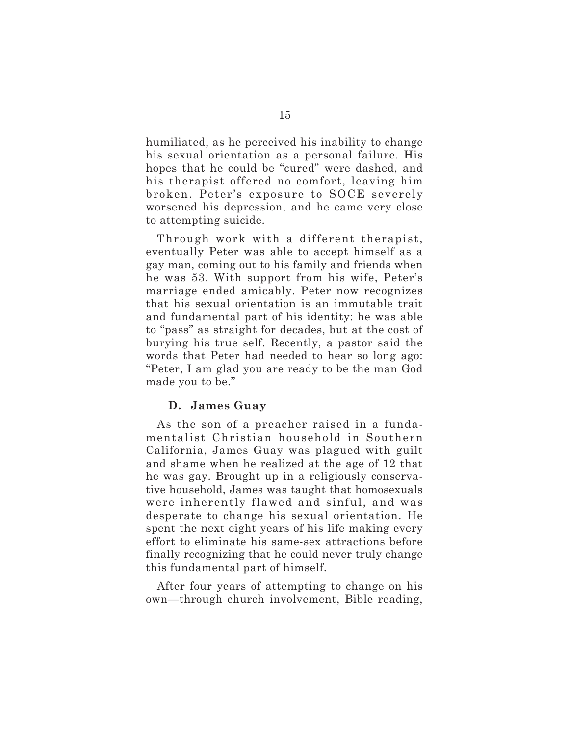humiliated, as he perceived his inability to change his sexual orientation as a personal failure. His hopes that he could be "cured" were dashed, and his therapist offered no comfort, leaving him broken. Peter's exposure to SOCE severely worsened his depression, and he came very close to attempting suicide.

Through work with a different therapist, eventually Peter was able to accept himself as a gay man, coming out to his family and friends when he was 53. With support from his wife, Peter's marriage ended amicably. Peter now recognizes that his sexual orientation is an immutable trait and fundamental part of his identity: he was able to "pass" as straight for decades, but at the cost of burying his true self. Recently, a pastor said the words that Peter had needed to hear so long ago: "Peter, I am glad you are ready to be the man God made you to be."

### D. James Guay

As the son of a preacher raised in a fundamentalist Christian household in Southern California, James Guay was plagued with guilt and shame when he realized at the age of 12 that he was gay. Brought up in a religiously conservative household, James was taught that homosexuals were inherently flawed and sinful, and was desperate to change his sexual orientation. He spent the next eight years of his life making every effort to eliminate his same-sex attractions before finally recognizing that he could never truly change this fundamental part of himself.

After four years of attempting to change on his own—through church involvement, Bible reading,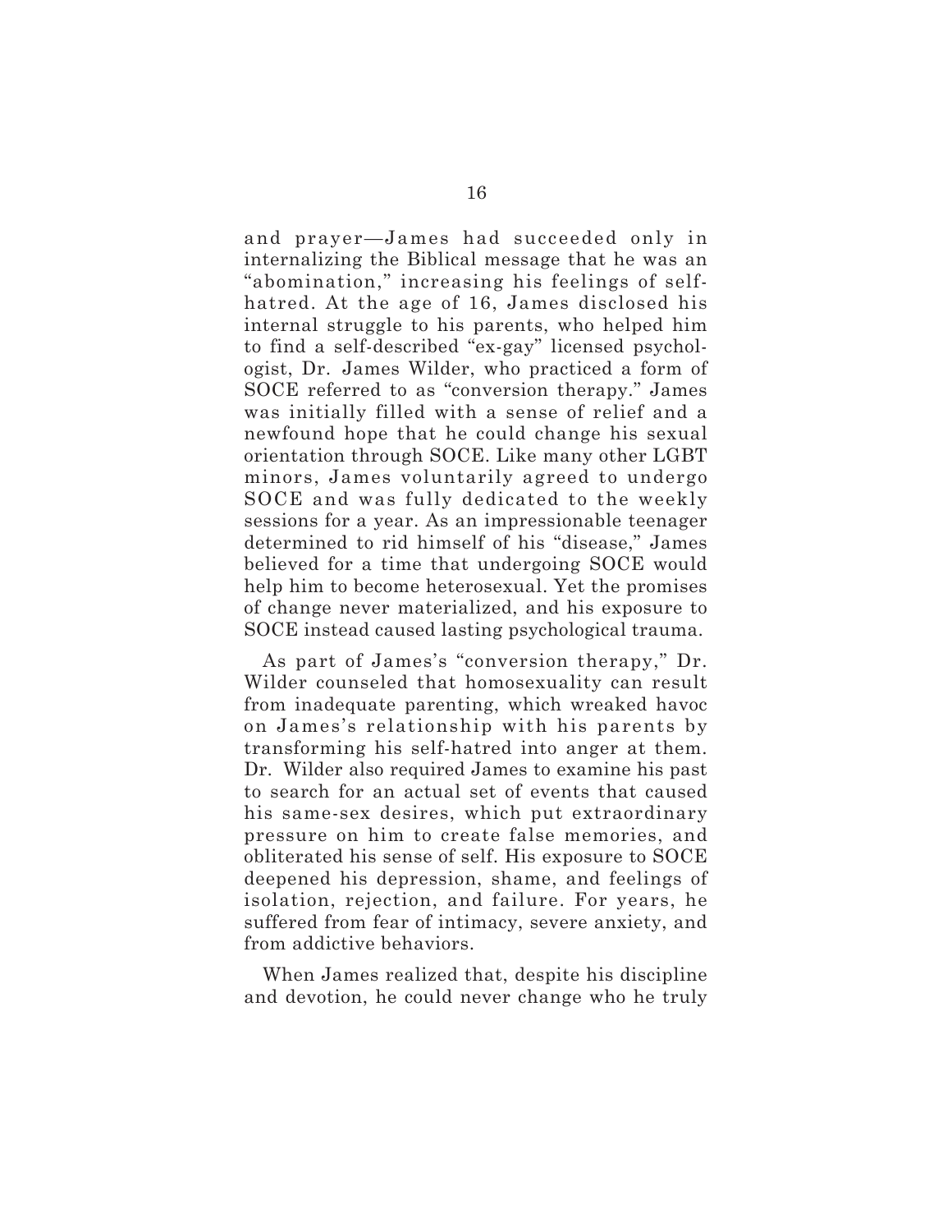and prayer—James had succeeded only in internalizing the Biblical message that he was an "abomination," increasing his feelings of self-hatred. At the age of 16, James disclosed his internal struggle to his parents, who helped him to find a self-described "ex-gay" licensed psychologist, Dr. James Wilder, who practiced a form of SOCE referred to as "conversion therapy." James was initially filled with a sense of relief and a newfound hope that he could change his sexual orientation through SOCE. Like many other LGBT minors, James voluntarily agreed to undergo SOCE and was fully dedicated to the weekly sessions for a year. As an impressionable teenager determined to rid himself of his "disease," James believed for a time that undergoing SOCE would help him to become heterosexual. Yet the promises of change never materialized, and his exposure to SOCE instead caused lasting psychological trauma.

As part of James's "conversion therapy," Dr. Wilder counseled that homosexuality can result from inadequate parenting, which wreaked havoc on James's relationship with his parents by transforming his self-hatred into anger at them. Dr. Wilder also required James to examine his past to search for an actual set of events that caused his same-sex desires, which put extraordinary pressure on him to create false memories, and obliterated his sense of self. His exposure to SOCE deepened his depression, shame, and feelings of isolation, rejection, and failure. For years, he suffered from fear of intimacy, severe anxiety, and from addictive behaviors.

When James realized that, despite his discipline and devotion, he could never change who he truly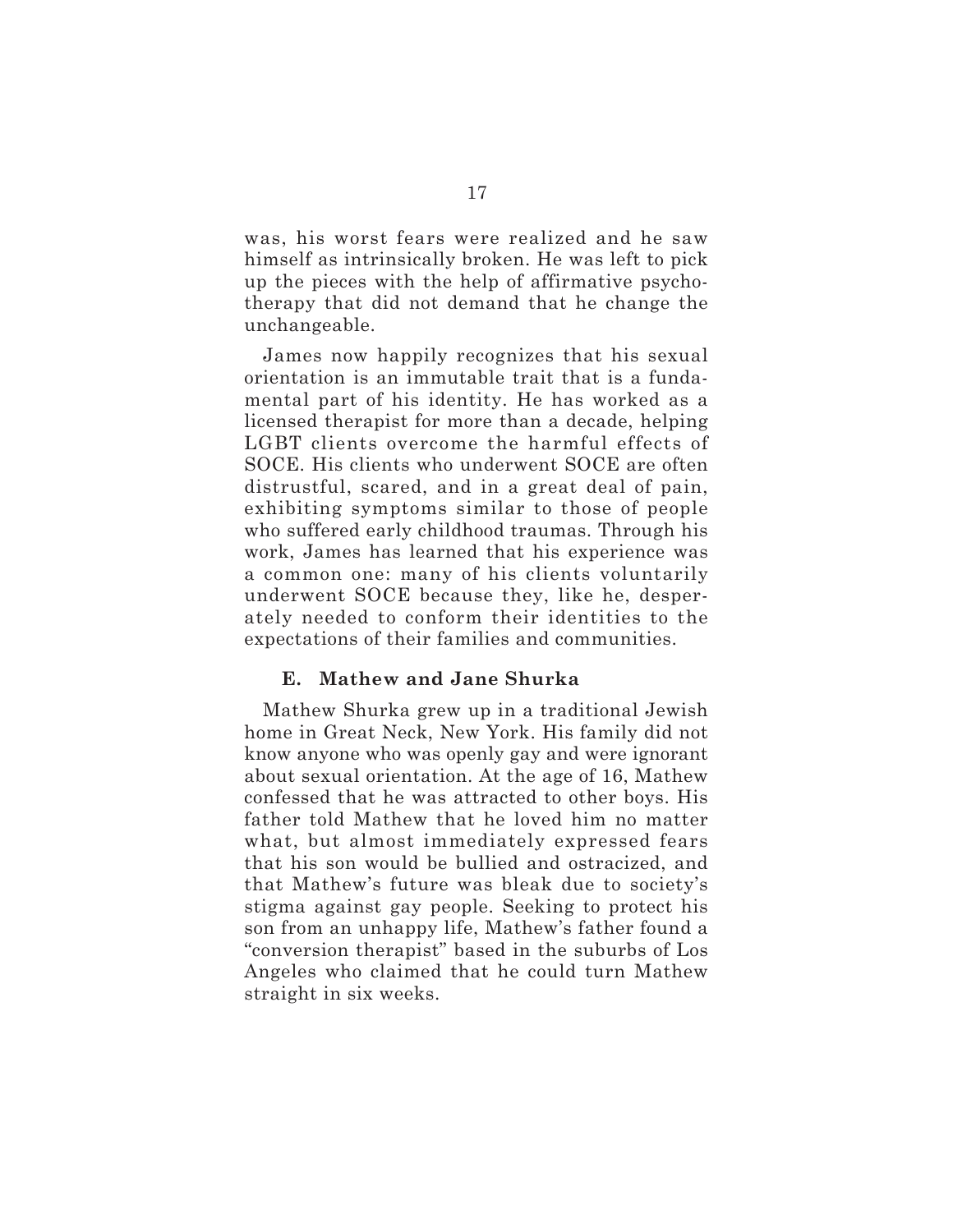was, his worst fears were realized and he saw himself as intrinsically broken. He was left to pick up the pieces with the help of affirmative psychotherapy that did not demand that he change the unchangeable.

James now happily recognizes that his sexual orientation is an immutable trait that is a fundamental part of his identity. He has worked as a licensed therapist for more than a decade, helping LGBT clients overcome the harmful effects of SOCE. His clients who underwent SOCE are often distrustful, scared, and in a great deal of pain, exhibiting symptoms similar to those of people who suffered early childhood traumas. Through his work, James has learned that his experience was a common one: many of his clients voluntarily underwent SOCE because they, like he, desperately needed to conform their identities to the expectations of their families and communities.

### E. Mathew and Jane Shurka

Mathew Shurka grew up in a traditional Jewish home in Great Neck, New York. His family did not know anyone who was openly gay and were ignorant about sexual orientation. At the age of 16, Mathew confessed that he was attracted to other boys. His father told Mathew that he loved him no matter what, but almost immediately expressed fears that his son would be bullied and ostracized, and that Mathew's future was bleak due to society's stigma against gay people. Seeking to protect his son from an unhappy life, Mathew's father found a "conversion therapist" based in the suburbs of Los Angeles who claimed that he could turn Mathew straight in six weeks.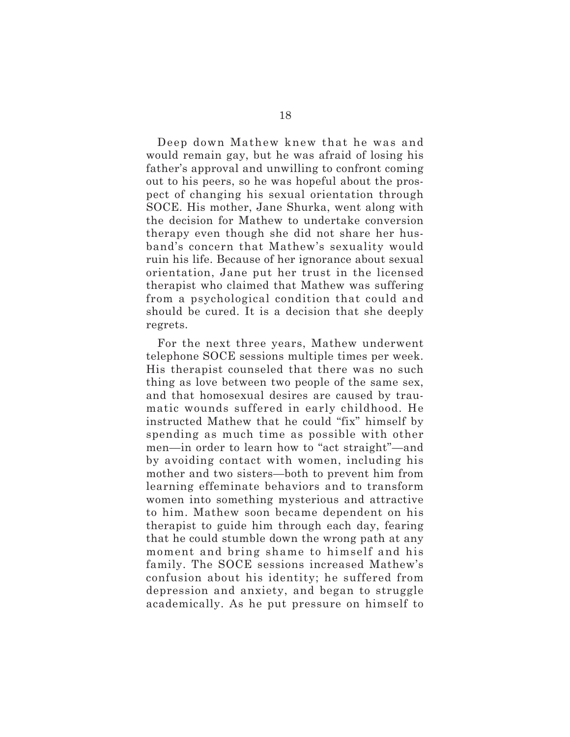Deep down Mathew knew that he was and would remain gay, but he was afraid of losing his father's approval and unwilling to confront coming out to his peers, so he was hopeful about the prospect of changing his sexual orientation through SOCE. His mother, Jane Shurka, went along with the decision for Mathew to undertake conversion therapy even though she did not share her husband's concern that Mathew's sexuality would ruin his life. Because of her ignorance about sexual orientation, Jane put her trust in the licensed therapist who claimed that Mathew was suffering from a psychological condition that could and should be cured. It is a decision that she deeply regrets.

For the next three years, Mathew underwent telephone SOCE sessions multiple times per week. His therapist counseled that there was no such thing as love between two people of the same sex, and that homosexual desires are caused by traumatic wounds suffered in early childhood. He instructed Mathew that he could "fix" himself by spending as much time as possible with other men—in order to learn how to "act straight"—and by avoiding contact with women, including his mother and two sisters—both to prevent him from learning effeminate behaviors and to transform women into something mysterious and attractive to him. Mathew soon became dependent on his therapist to guide him through each day, fearing that he could stumble down the wrong path at any moment and bring shame to himself and his family. The SOCE sessions increased Mathew's confusion about his identity; he suffered from depression and anxiety, and began to struggle academically. As he put pressure on himself to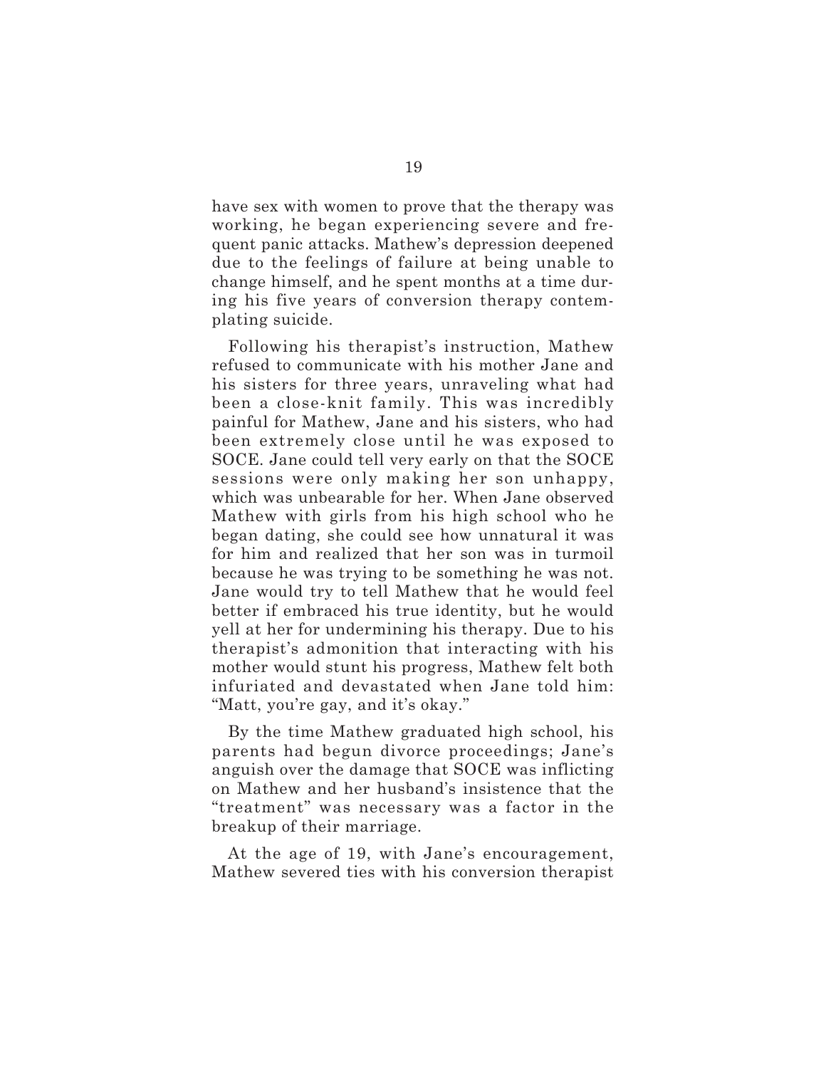have sex with women to prove that the therapy was working, he began experiencing severe and frequent panic attacks. Mathew's depression deepened due to the feelings of failure at being unable to change himself, and he spent months at a time during his five years of conversion therapy contemplating suicide.

Following his therapist's instruction, Mathew refused to communicate with his mother Jane and his sisters for three years, unraveling what had been a close-knit family. This was incredibly painful for Mathew, Jane and his sisters, who had been extremely close until he was exposed to SOCE. Jane could tell very early on that the SOCE sessions were only making her son unhappy, which was unbearable for her. When Jane observed Mathew with girls from his high school who he began dating, she could see how unnatural it was for him and realized that her son was in turmoil because he was trying to be something he was not. Jane would try to tell Mathew that he would feel better if embraced his true identity, but he would yell at her for undermining his therapy. Due to his therapist's admonition that interacting with his mother would stunt his progress, Mathew felt both infuriated and devastated when Jane told him: "Matt, you're gay, and it's okay."

By the time Mathew graduated high school, his parents had begun divorce proceedings; Jane's anguish over the damage that SOCE was inflicting on Mathew and her husband's insistence that the "treatment" was necessary was a factor in the breakup of their marriage.

At the age of 19, with Jane's encouragement, Mathew severed ties with his conversion therapist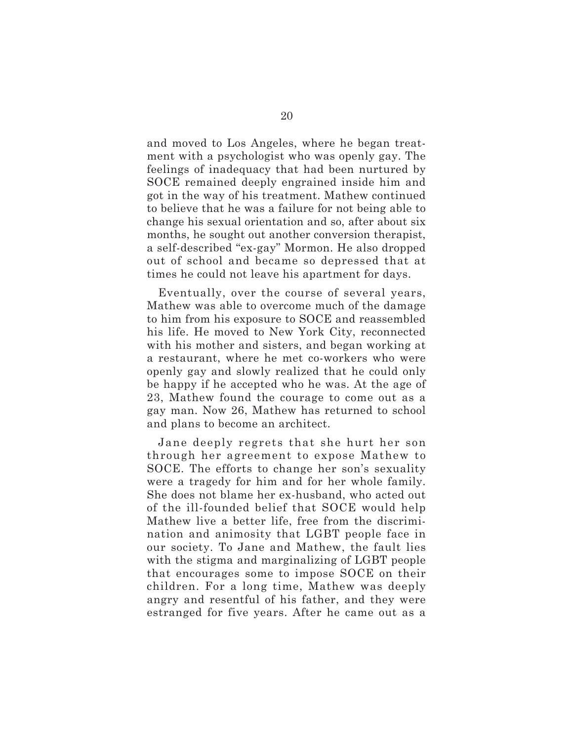and moved to Los Angeles, where he began treatment with a psychologist who was openly gay. The feelings of inadequacy that had been nurtured by SOCE remained deeply engrained inside him and got in the way of his treatment. Mathew continued to believe that he was a failure for not being able to change his sexual orientation and so, after about six months, he sought out another conversion therapist, a self-described "ex-gay" Mormon. He also dropped out of school and became so depressed that at times he could not leave his apartment for days.

Eventually, over the course of several years, Mathew was able to overcome much of the damage to him from his exposure to SOCE and reassembled his life. He moved to New York City, reconnected with his mother and sisters, and began working at a restaurant, where he met co-workers who were openly gay and slowly realized that he could only be happy if he accepted who he was. At the age of 23, Mathew found the courage to come out as a gay man. Now 26, Mathew has returned to school and plans to become an architect.

Jane deeply regrets that she hurt her son through her agreement to expose Mathew to SOCE. The efforts to change her son's sexuality were a tragedy for him and for her whole family. She does not blame her ex-husband, who acted out of the ill-founded belief that SOCE would help Mathew live a better life, free from the discrimination and animosity that LGBT people face in our society. To Jane and Mathew, the fault lies with the stigma and marginalizing of LGBT people that encourages some to impose SOCE on their children. For a long time, Mathew was deeply angry and resentful of his father, and they were estranged for five years. After he came out as a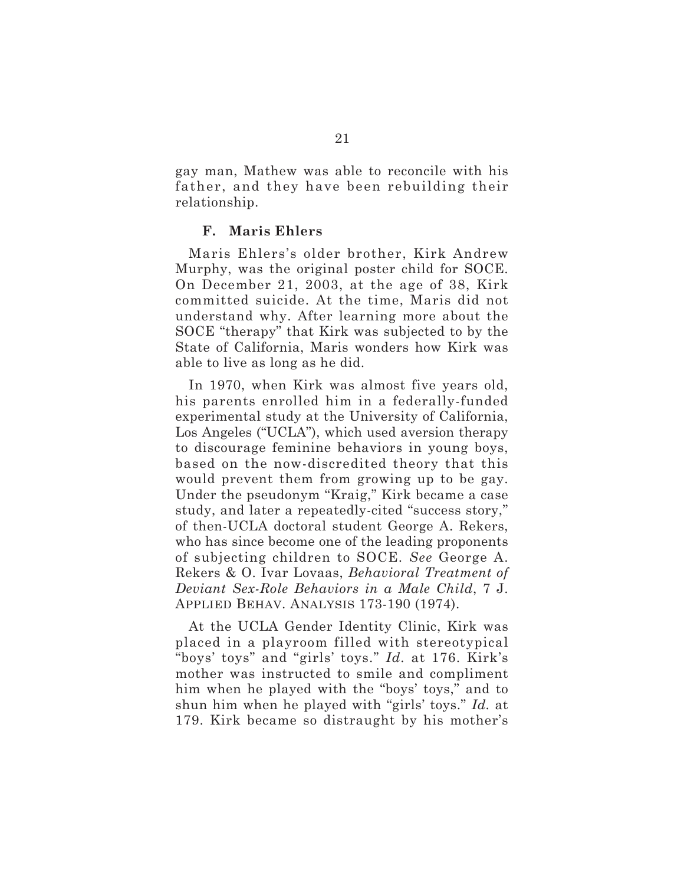gay man, Mathew was able to reconcile with his father, and they have been rebuilding their relationship.

### F. Maris Ehlers

Maris Ehlers's older brother, Kirk Andrew Murphy, was the original poster child for SOCE. On December 21, 2003, at the age of 38, Kirk committed suicide. At the time, Maris did not understand why. After learning more about the SOCE "therapy" that Kirk was subjected to by the State of California, Maris wonders how Kirk was able to live as long as he did.

In 1970, when Kirk was almost five years old, his parents enrolled him in a federally-funded experimental study at the University of California, Los Angeles ("UCLA"), which used aversion therapy to discourage feminine behaviors in young boys, based on the now-discredited theory that this would prevent them from growing up to be gay. Under the pseudonym "Kraig," Kirk became a case study, and later a repeatedly-cited "success story," of then-UCLA doctoral student George A. Rekers, who has since become one of the leading proponents of subjecting children to SOCE. *See* George A. Rekers & O. Ivar Lovaas, *Behavioral Treatment of Deviant Sex-Role Behaviors in a Male Child*, 7 J. APPLIED BEHAV. ANALYSIS 173-190 (1974).

At the UCLA Gender Identity Clinic, Kirk was placed in a playroom filled with stereotypical "boys' toys" and "girls' toys." *Id.* at 176. Kirk's mother was instructed to smile and compliment him when he played with the "boys' toys," and to shun him when he played with "girls' toys." *Id.* at 179. Kirk became so distraught by his mother's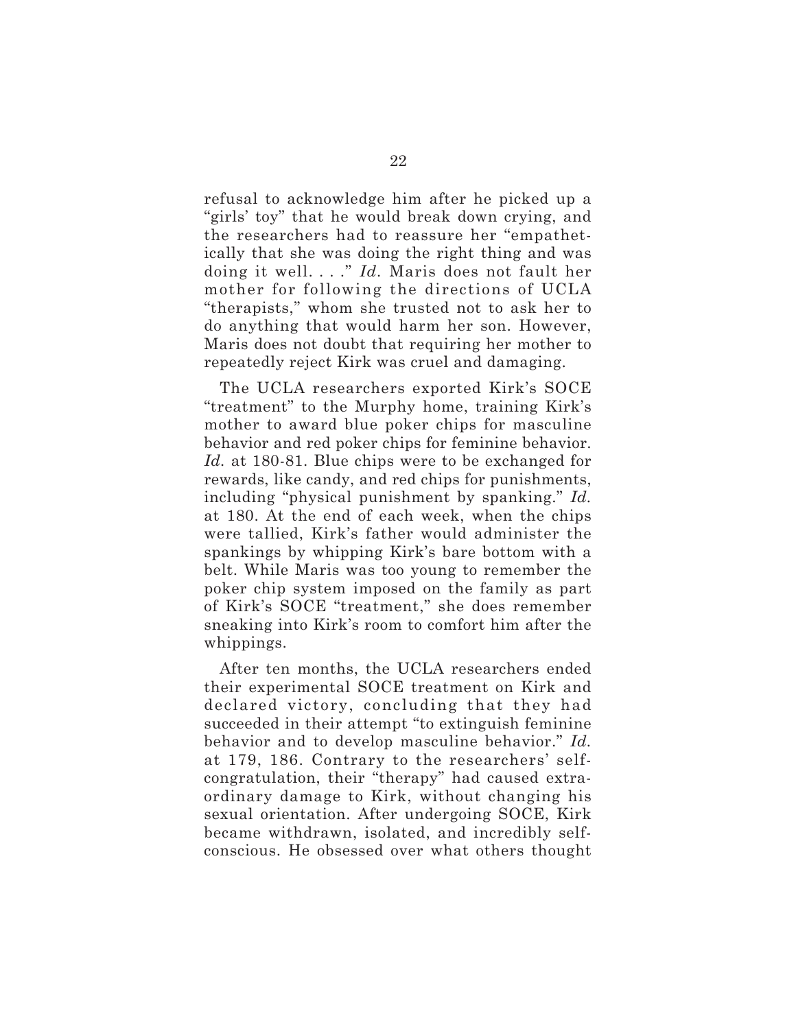refusal to acknowledge him after he picked up a "girls' toy" that he would break down crying, and the researchers had to reassure her "empathetically that she was doing the right thing and was doing it well. . . ." *Id.* Maris does not fault her mother for following the directions of UCLA "therapists," whom she trusted not to ask her to do anything that would harm her son. However, Maris does not doubt that requiring her mother to repeatedly reject Kirk was cruel and damaging.

The UCLA researchers exported Kirk's SOCE "treatment" to the Murphy home, training Kirk's mother to award blue poker chips for masculine behavior and red poker chips for feminine behavior. *Id.* at 180-81. Blue chips were to be exchanged for rewards, like candy, and red chips for punishments, including "physical punishment by spanking." *Id.* at 180. At the end of each week, when the chips were tallied, Kirk's father would administer the spankings by whipping Kirk's bare bottom with a belt. While Maris was too young to remember the poker chip system imposed on the family as part of Kirk's SOCE "treatment," she does remember sneaking into Kirk's room to comfort him after the whippings.

After ten months, the UCLA researchers ended their experimental SOCE treatment on Kirk and declared victory, concluding that they had succeeded in their attempt "to extinguish feminine behavior and to develop masculine behavior." *Id.* at 179, 186. Contrary to the researchers' self-congratulation, their "therapy" had caused extraordinary damage to Kirk, without changing his sexual orientation. After undergoing SOCE, Kirk became withdrawn, isolated, and incredibly self-conscious. He obsessed over what others thought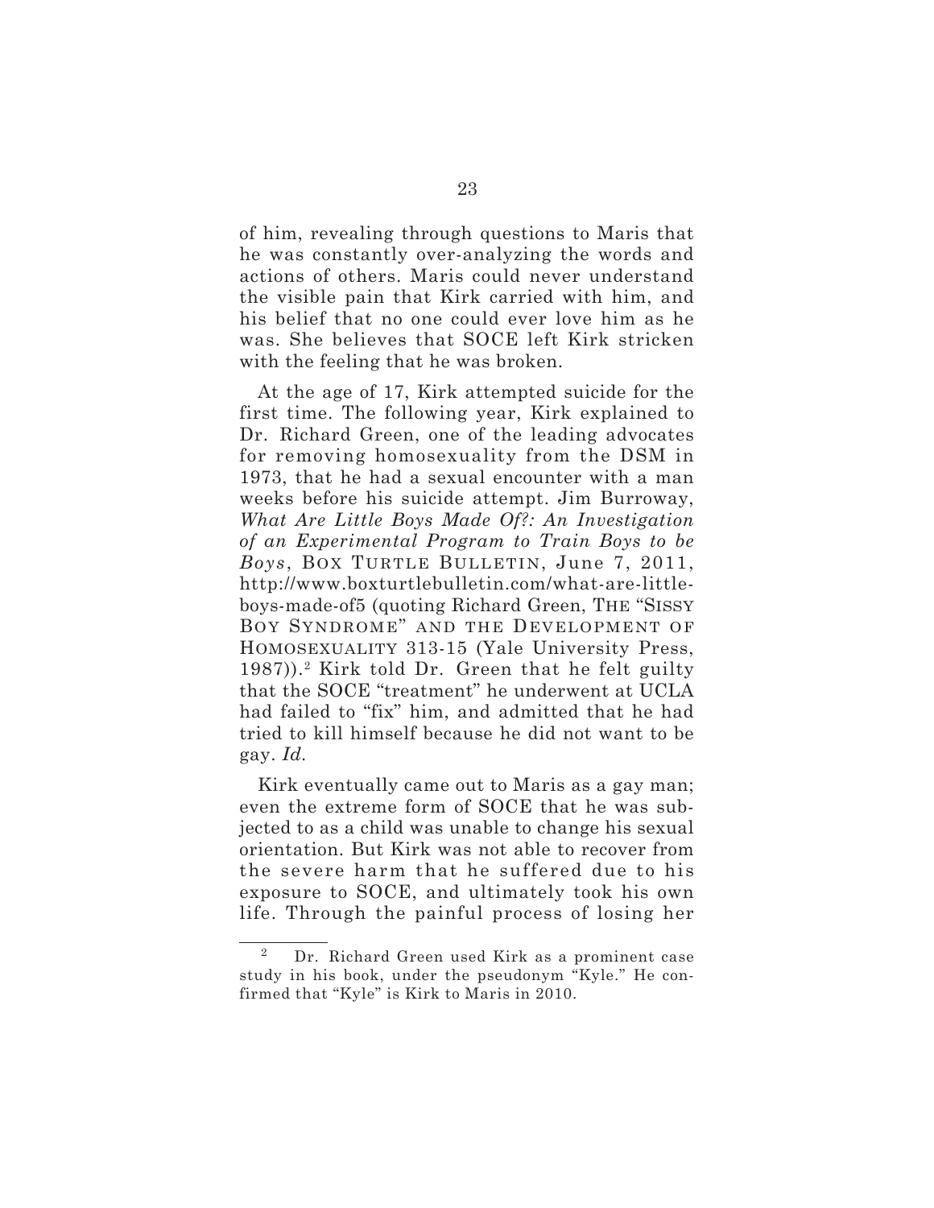of him, revealing through questions to Maris that he was constantly over-analyzing the words and actions of others. Maris could never understand the visible pain that Kirk carried with him, and his belief that no one could ever love him as he was. She believes that SOCE left Kirk stricken with the feeling that he was broken.

At the age of 17, Kirk attempted suicide for the first time. The following year, Kirk explained to Dr. Richard Green, one of the leading advocates for removing homosexuality from the DSM in 1973, that he had a sexual encounter with a man weeks before his suicide attempt. Jim Burroway, *What Are Little Boys Made Of?: An Investigation of an Experimental Program to Train Boys to be Boys*, BOX TURTLE BULLETIN, June 7, 2011, http://www.boxturtlebulletin.com/what-are-little-boys-made-of5 (quoting Richard Green, THE "SISSY BOY SYNDROME" AND THE DEVELOPMENT OF HOMOSEXUALITY 313-15 (Yale University Press, 1987)).[2] Kirk told Dr. Green that he felt guilty that the SOCE "treatment" he underwent at UCLA had failed to "fix" him, and admitted that he had tried to kill himself because he did not want to be gay. *Id.*

Kirk eventually came out to Maris as a gay man; even the extreme form of SOCE that he was subjected to as a child was unable to change his sexual orientation. But Kirk was not able to recover from the severe harm that he suffered due to his exposure to SOCE, and ultimately took his own life. Through the painful process of losing her

---

[2] Dr. Richard Green used Kirk as a prominent case study in his book, under the pseudonym "Kyle." He confirmed that "Kyle" is Kirk to Maris in 2010.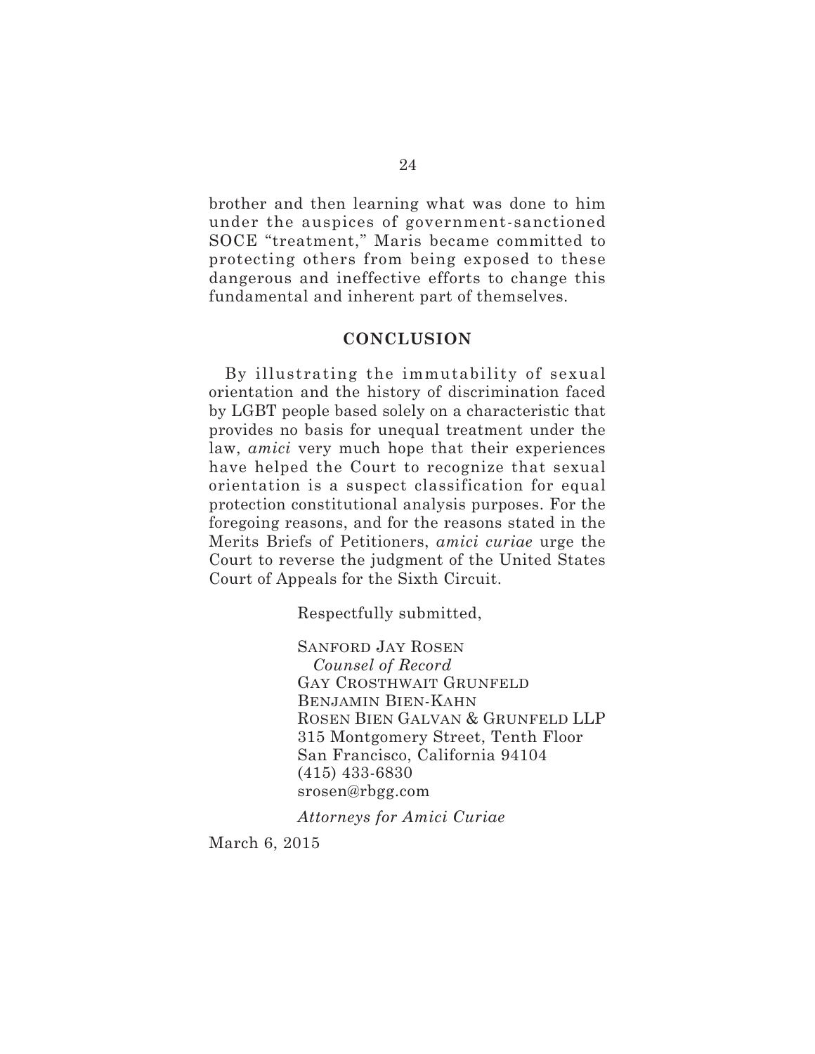brother and then learning what was done to him under the auspices of government-sanctioned SOCE "treatment," Maris became committed to protecting others from being exposed to these dangerous and ineffective efforts to change this fundamental and inherent part of themselves.

## CONCLUSION

By illustrating the immutability of sexual orientation and the history of discrimination faced by LGBT people based solely on a characteristic that provides no basis for unequal treatment under the law, *amici* very much hope that their experiences have helped the Court to recognize that sexual orientation is a suspect classification for equal protection constitutional analysis purposes. For the foregoing reasons, and for the reasons stated in the Merits Briefs of Petitioners, *amici curiae* urge the Court to reverse the judgment of the United States Court of Appeals for the Sixth Circuit.

Respectfully submitted,

SANFORD JAY ROSEN
*Counsel of Record*
GAY CROSTHWAIT GRUNFELD
BENJAMIN BIEN-KAHN
ROSEN BIEN GALVAN & GRUNFELD LLP
315 Montgomery Street, Tenth Floor
San Francisco, California 94104
(415) 433-6830
srosen@rbgg.com

*Attorneys for Amici Curiae*

March 6, 2015